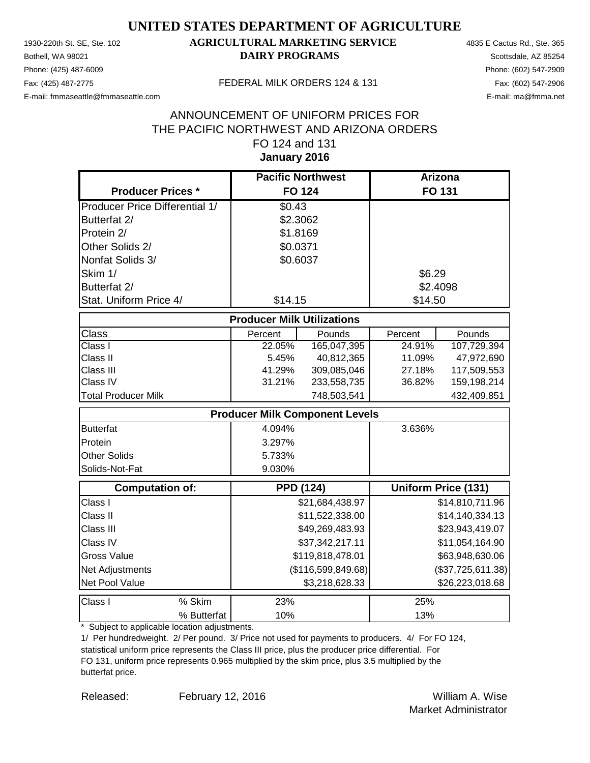# UNITED STATES DEPARTMENT OF AGRICULTURE

## AGRICULTURAL MARKETING SERVICE

## DAIRY PROGRAMS

1930-220th St. SE, Ste. 102
Bothell, WA 98021
Phone: (425) 487-6009
Fax: (425) 487-2775
E-mail: fmmaseattle@fmmaseattle.com

FEDERAL MILK ORDERS 124 & 131

4835 E Cactus Rd., Ste. 365
Scottsdale, AZ 85254
Phone: (602) 547-2909
Fax: (602) 547-2906
E-mail: ma@fmma.net

ANNOUNCEMENT OF UNIFORM PRICES FOR
THE PACIFIC NORTHWEST AND ARIZONA ORDERS
FO 124 and 131
**January 2016**

| Producer Prices * | Pacific Northwest FO 124 | Arizona FO 131 |
|---|---|---|
| Producer Price Differential 1/ | $0.43 | |
| Butterfat 2/ | $2.3062 | |
| Protein 2/ | $1.8169 | |
| Other Solids 2/ | $0.0371 | |
| Nonfat Solids 3/ | $0.6037 | |
| Skim 1/ | | $6.29 |
| Butterfat 2/ | | $2.4098 |
| Stat. Uniform Price 4/ | $14.15 | $14.50 |

**Producer Milk Utilizations**

| Class | Percent | Pounds | Percent | Pounds |
|---|---|---|---|---|
| Class I | 22.05% | 165,047,395 | 24.91% | 107,729,394 |
| Class II | 5.45% | 40,812,365 | 11.09% | 47,972,690 |
| Class III | 41.29% | 309,085,046 | 27.18% | 117,509,553 |
| Class IV | 31.21% | 233,558,735 | 36.82% | 159,198,214 |
| Total Producer Milk | | 748,503,541 | | 432,409,851 |

**Producer Milk Component Levels**

| | FO 124 | FO 131 |
|---|---|---|
| Butterfat | 4.094% | 3.636% |
| Protein | 3.297% | |
| Other Solids | 5.733% | |
| Solids-Not-Fat | 9.030% | |

| Computation of: | PPD (124) | Uniform Price (131) |
|---|---|---|
| Class I | $21,684,438.97 | $14,810,711.96 |
| Class II | $11,522,338.00 | $14,140,334.13 |
| Class III | $49,269,483.93 | $23,943,419.07 |
| Class IV | $37,342,217.11 | $11,054,164.90 |
| Gross Value | $119,818,478.01 | $63,948,630.06 |
| Net Adjustments | ($116,599,849.68) | ($37,725,611.38) |
| Net Pool Value | $3,218,628.33 | $26,223,018.68 |

| Class I | | FO 124 | FO 131 |
|---|---|---|---|
| Class I | % Skim | 23% | 25% |
| | % Butterfat | 10% | 13% |

\* Subject to applicable location adjustments.

1/ Per hundredweight. 2/ Per pound. 3/ Price not used for payments to producers. 4/ For FO 124, statistical uniform price represents the Class III price, plus the producer price differential. For FO 131, uniform price represents 0.965 multiplied by the skim price, plus 3.5 multiplied by the butterfat price.

Released: February 12, 2016

William A. Wise
Market Administrator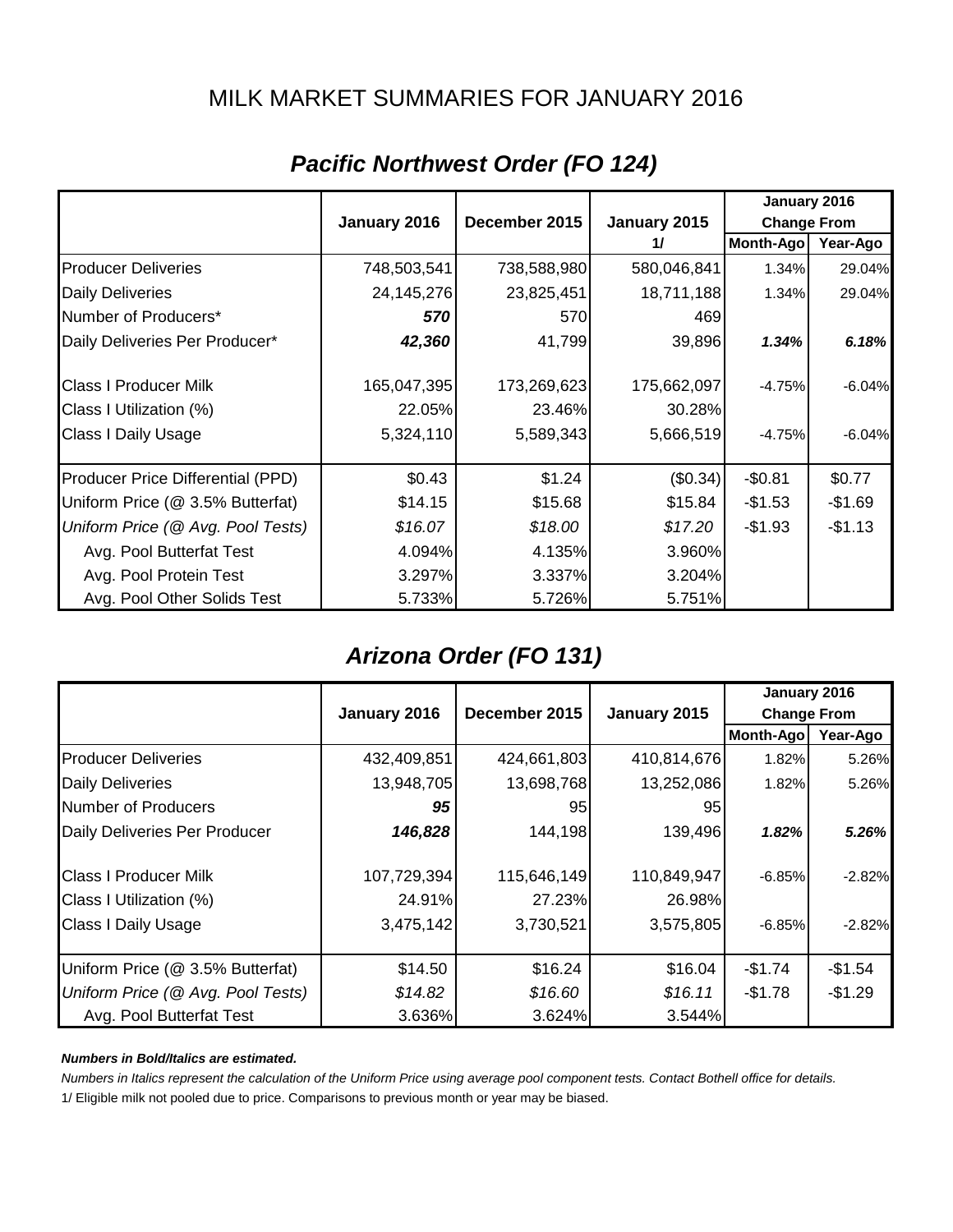# MILK MARKET SUMMARIES FOR JANUARY 2016

## *Pacific Northwest Order (FO 124)*

| | January 2016 | December 2015 | January 2015 1/ | January 2016 Change From Month-Ago | January 2016 Change From Year-Ago |
|---|---|---|---|---|---|
| Producer Deliveries | 748,503,541 | 738,588,980 | 580,046,841 | 1.34% | 29.04% |
| Daily Deliveries | 24,145,276 | 23,825,451 | 18,711,188 | 1.34% | 29.04% |
| Number of Producers* | ***570*** | 570 | 469 | | |
| Daily Deliveries Per Producer* | ***42,360*** | 41,799 | 39,896 | ***1.34%*** | ***6.18%*** |
| Class I Producer Milk | 165,047,395 | 173,269,623 | 175,662,097 | -4.75% | -6.04% |
| Class I Utilization (%) | 22.05% | 23.46% | 30.28% | | |
| Class I Daily Usage | 5,324,110 | 5,589,343 | 5,666,519 | -4.75% | -6.04% |
| Producer Price Differential (PPD) | $0.43 | $1.24 | ($0.34) | -$0.81 | $0.77 |
| Uniform Price (@ 3.5% Butterfat) | $14.15 | $15.68 | $15.84 | -$1.53 | -$1.69 |
| *Uniform Price (@ Avg. Pool Tests)* | *$16.07* | *$18.00* | *$17.20* | -$1.93 | -$1.13 |
| Avg. Pool Butterfat Test | 4.094% | 4.135% | 3.960% | | |
| Avg. Pool Protein Test | 3.297% | 3.337% | 3.204% | | |
| Avg. Pool Other Solids Test | 5.733% | 5.726% | 5.751% | | |

## *Arizona Order (FO 131)*

| | January 2016 | December 2015 | January 2015 | January 2016 Change From Month-Ago | January 2016 Change From Year-Ago |
|---|---|---|---|---|---|
| Producer Deliveries | 432,409,851 | 424,661,803 | 410,814,676 | 1.82% | 5.26% |
| Daily Deliveries | 13,948,705 | 13,698,768 | 13,252,086 | 1.82% | 5.26% |
| Number of Producers | ***95*** | 95 | 95 | | |
| Daily Deliveries Per Producer | ***146,828*** | 144,198 | 139,496 | ***1.82%*** | ***5.26%*** |
| Class I Producer Milk | 107,729,394 | 115,646,149 | 110,849,947 | -6.85% | -2.82% |
| Class I Utilization (%) | 24.91% | 27.23% | 26.98% | | |
| Class I Daily Usage | 3,475,142 | 3,730,521 | 3,575,805 | -6.85% | -2.82% |
| Uniform Price (@ 3.5% Butterfat) | $14.50 | $16.24 | $16.04 | -$1.74 | -$1.54 |
| *Uniform Price (@ Avg. Pool Tests)* | *$14.82* | *$16.60* | *$16.11* | -$1.78 | -$1.29 |
| Avg. Pool Butterfat Test | 3.636% | 3.624% | 3.544% | | |

***Numbers in Bold/Italics are estimated.***

*Numbers in Italics represent the calculation of the Uniform Price using average pool component tests. Contact Bothell office for details.*

1/ Eligible milk not pooled due to price. Comparisons to previous month or year may be biased.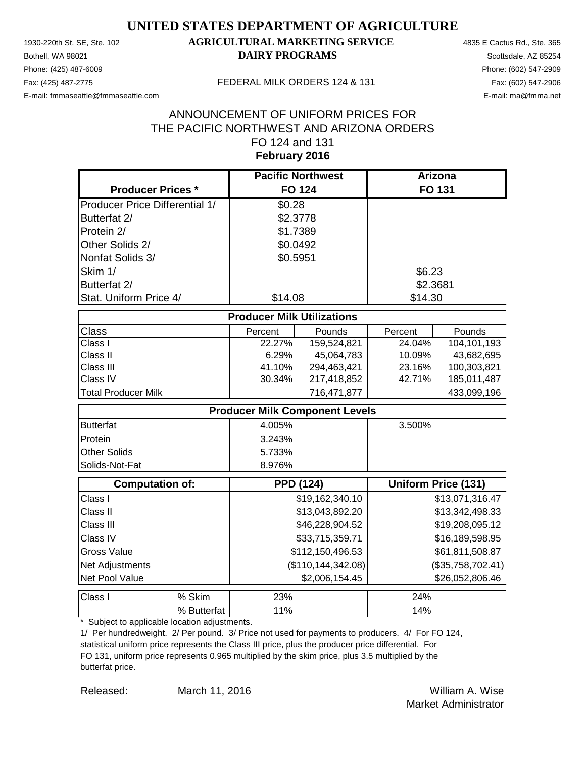# UNITED STATES DEPARTMENT OF AGRICULTURE

## AGRICULTURAL MARKETING SERVICE
## DAIRY PROGRAMS

1930-220th St. SE, Ste. 102
Bothell, WA 98021
Phone: (425) 487-6009
Fax: (425) 487-2775
E-mail: fmmaseattle@fmmaseattle.com

4835 E Cactus Rd., Ste. 365
Scottsdale, AZ 85254
Phone: (602) 547-2909
Fax: (602) 547-2906
E-mail: ma@fmma.net

FEDERAL MILK ORDERS 124 & 131

### ANNOUNCEMENT OF UNIFORM PRICES FOR THE PACIFIC NORTHWEST AND ARIZONA ORDERS FO 124 and 131

### February 2016

| Producer Prices * | Pacific Northwest FO 124 | | Arizona FO 131 | |
|---|---|---|---|---|
| Producer Price Differential 1/ | $0.28 | | | |
| Butterfat 2/ | $2.3778 | | | |
| Protein 2/ | $1.7389 | | | |
| Other Solids 2/ | $0.0492 | | | |
| Nonfat Solids 3/ | $0.5951 | | | |
| Skim 1/ | | | $6.23 | |
| Butterfat 2/ | | | $2.3681 | |
| Stat. Uniform Price 4/ | $14.08 | | $14.30 | |
| **Producer Milk Utilizations** | | | | |
| Class | Percent | Pounds | Percent | Pounds |
| Class I | 22.27% | 159,524,821 | 24.04% | 104,101,193 |
| Class II | 6.29% | 45,064,783 | 10.09% | 43,682,695 |
| Class III | 41.10% | 294,463,421 | 23.16% | 100,303,821 |
| Class IV | 30.34% | 217,418,852 | 42.71% | 185,011,487 |
| Total Producer Milk | | 716,471,877 | | 433,099,196 |
| **Producer Milk Component Levels** | | | | |
| Butterfat | 4.005% | | 3.500% | |
| Protein | 3.243% | | | |
| Other Solids | 5.733% | | | |
| Solids-Not-Fat | 8.976% | | | |

| Computation of: | PPD (124) | Uniform Price (131) |
|---|---|---|
| Class I | $19,162,340.10 | $13,071,316.47 |
| Class II | $13,043,892.20 | $13,342,498.33 |
| Class III | $46,228,904.52 | $19,208,095.12 |
| Class IV | $33,715,359.71 | $16,189,598.95 |
| Gross Value | $112,150,496.53 | $61,811,508.87 |
| Net Adjustments | ($110,144,342.08) | ($35,758,702.41) |
| Net Pool Value | $2,006,154.45 | $26,052,806.46 |

| Class I | | FO 124 | FO 131 |
|---|---|---|---|
| Class I | % Skim | 23% | 24% |
| | % Butterfat | 11% | 14% |

\* Subject to applicable location adjustments.

1/ Per hundredweight. 2/ Per pound. 3/ Price not used for payments to producers. 4/ For FO 124, statistical uniform price represents the Class III price, plus the producer price differential. For FO 131, uniform price represents 0.965 multiplied by the skim price, plus 3.5 multiplied by the butterfat price.

Released: March 11, 2016

William A. Wise
Market Administrator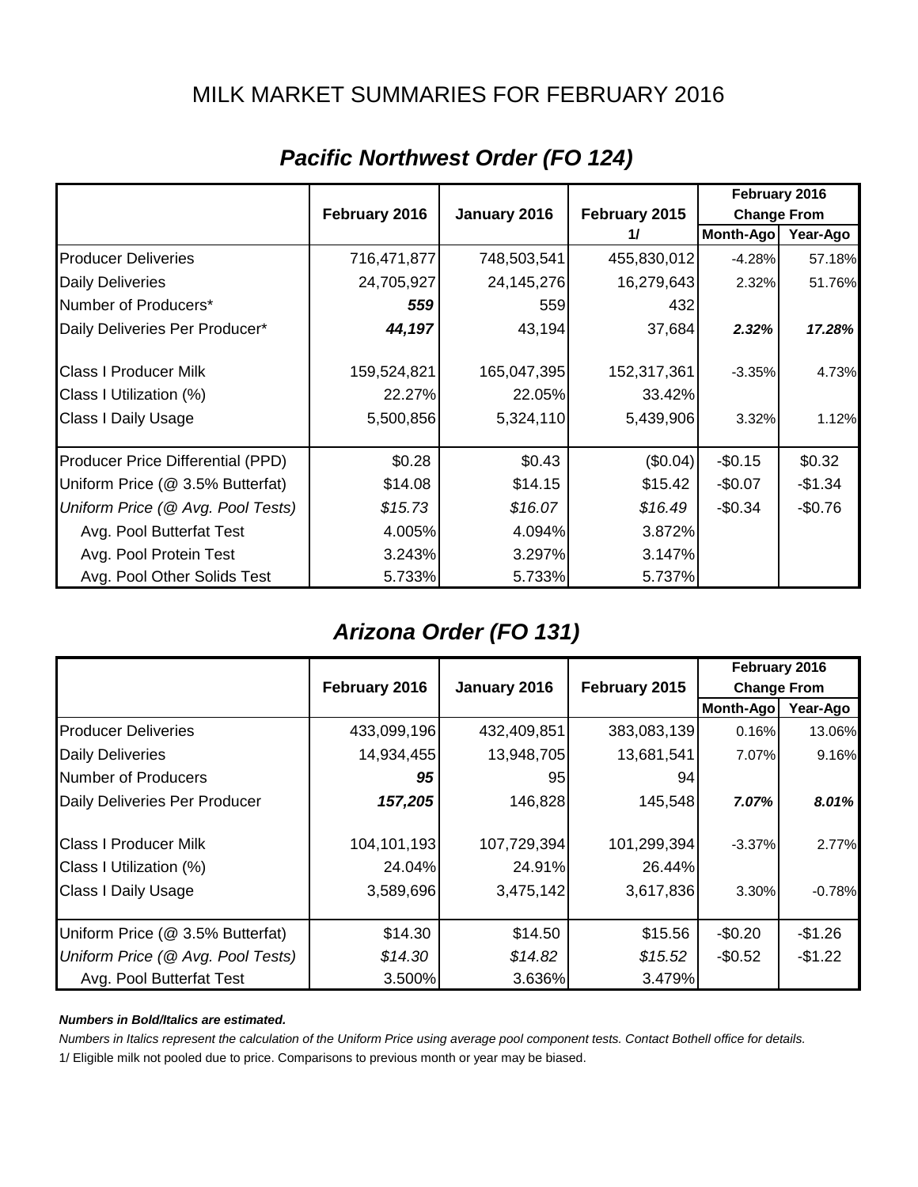# MILK MARKET SUMMARIES FOR FEBRUARY 2016

## *Pacific Northwest Order (FO 124)*

| | February 2016 | January 2016 | February 2015 1/ | February 2016 Change From Month-Ago | February 2016 Change From Year-Ago |
|---|---|---|---|---|---|
| Producer Deliveries | 716,471,877 | 748,503,541 | 455,830,012 | -4.28% | 57.18% |
| Daily Deliveries | 24,705,927 | 24,145,276 | 16,279,643 | 2.32% | 51.76% |
| Number of Producers* | ***559*** | 559 | 432 | | |
| Daily Deliveries Per Producer* | ***44,197*** | 43,194 | 37,684 | ***2.32%*** | ***17.28%*** |
| Class I Producer Milk | 159,524,821 | 165,047,395 | 152,317,361 | -3.35% | 4.73% |
| Class I Utilization (%) | 22.27% | 22.05% | 33.42% | | |
| Class I Daily Usage | 5,500,856 | 5,324,110 | 5,439,906 | 3.32% | 1.12% |
| Producer Price Differential (PPD) | $0.28 | $0.43 | ($0.04) | -$0.15 | $0.32 |
| Uniform Price (@ 3.5% Butterfat) | $14.08 | $14.15 | $15.42 | -$0.07 | -$1.34 |
| *Uniform Price (@ Avg. Pool Tests)* | *$15.73* | *$16.07* | *$16.49* | -$0.34 | -$0.76 |
| Avg. Pool Butterfat Test | 4.005% | 4.094% | 3.872% | | |
| Avg. Pool Protein Test | 3.243% | 3.297% | 3.147% | | |
| Avg. Pool Other Solids Test | 5.733% | 5.733% | 5.737% | | |

## *Arizona Order (FO 131)*

| | February 2016 | January 2016 | February 2015 | February 2016 Change From Month-Ago | February 2016 Change From Year-Ago |
|---|---|---|---|---|---|
| Producer Deliveries | 433,099,196 | 432,409,851 | 383,083,139 | 0.16% | 13.06% |
| Daily Deliveries | 14,934,455 | 13,948,705 | 13,681,541 | 7.07% | 9.16% |
| Number of Producers | ***95*** | 95 | 94 | | |
| Daily Deliveries Per Producer | ***157,205*** | 146,828 | 145,548 | ***7.07%*** | ***8.01%*** |
| Class I Producer Milk | 104,101,193 | 107,729,394 | 101,299,394 | -3.37% | 2.77% |
| Class I Utilization (%) | 24.04% | 24.91% | 26.44% | | |
| Class I Daily Usage | 3,589,696 | 3,475,142 | 3,617,836 | 3.30% | -0.78% |
| Uniform Price (@ 3.5% Butterfat) | $14.30 | $14.50 | $15.56 | -$0.20 | -$1.26 |
| *Uniform Price (@ Avg. Pool Tests)* | *$14.30* | *$14.82* | *$15.52* | -$0.52 | -$1.22 |
| Avg. Pool Butterfat Test | 3.500% | 3.636% | 3.479% | | |

***Numbers in Bold/Italics are estimated.***

*Numbers in Italics represent the calculation of the Uniform Price using average pool component tests. Contact Bothell office for details.*

1/ Eligible milk not pooled due to price. Comparisons to previous month or year may be biased.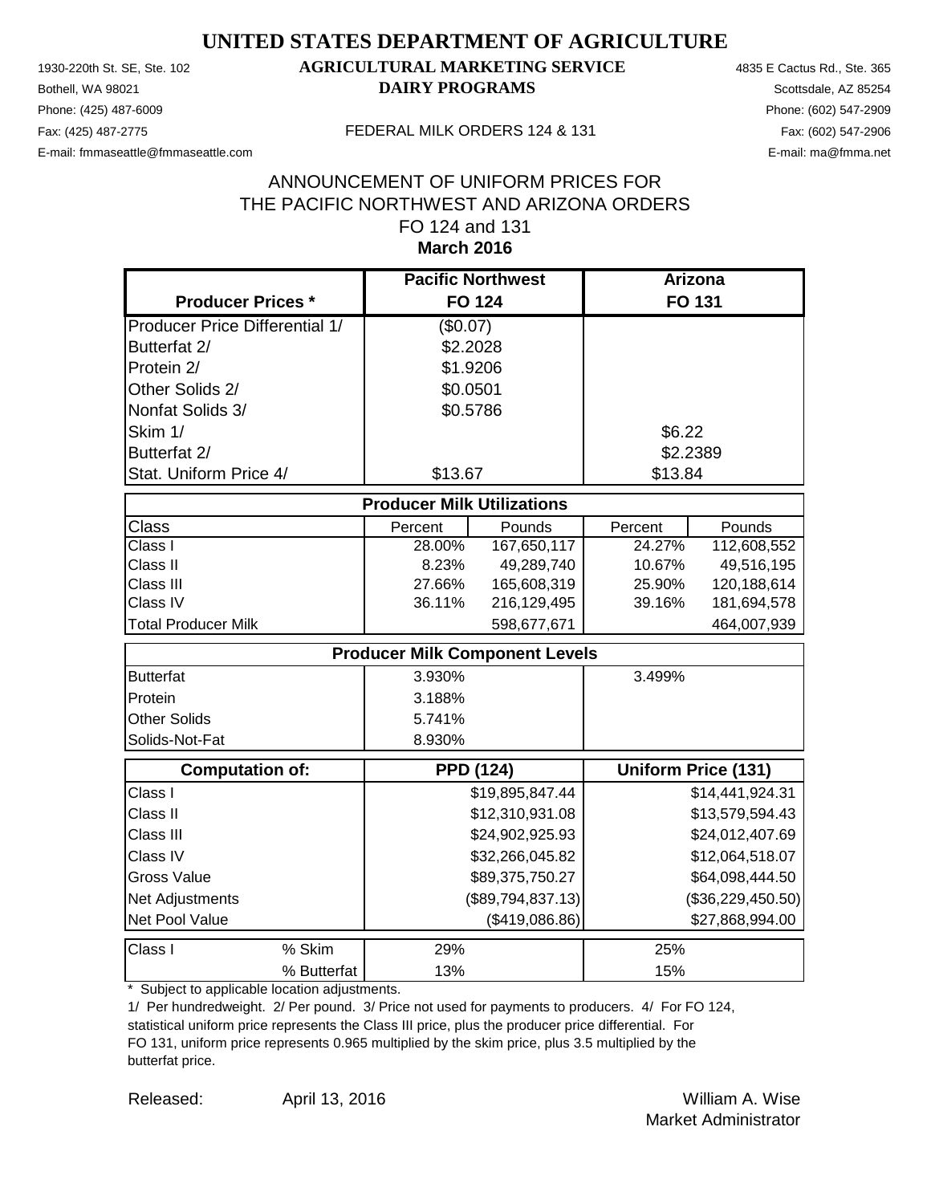# UNITED STATES DEPARTMENT OF AGRICULTURE

## AGRICULTURAL MARKETING SERVICE
## DAIRY PROGRAMS

1930-220th St. SE, Ste. 102
Bothell, WA 98021
Phone: (425) 487-6009
Fax: (425) 487-2775
E-mail: fmmaseattle@fmmaseattle.com

4835 E Cactus Rd., Ste. 365
Scottsdale, AZ 85254
Phone: (602) 547-2909
Fax: (602) 547-2906
E-mail: ma@fmma.net

FEDERAL MILK ORDERS 124 & 131

ANNOUNCEMENT OF UNIFORM PRICES FOR
THE PACIFIC NORTHWEST AND ARIZONA ORDERS
FO 124 and 131
**March 2016**

| Producer Prices * | Pacific Northwest FO 124 | | Arizona FO 131 | |
|---|---|---|---|---|
| Producer Price Differential 1/ | ($0.07) | | | |
| Butterfat 2/ | $2.2028 | | | |
| Protein 2/ | $1.9206 | | | |
| Other Solids 2/ | $0.0501 | | | |
| Nonfat Solids 3/ | $0.5786 | | | |
| Skim 1/ | | | $6.22 | |
| Butterfat 2/ | | | $2.2389 | |
| Stat. Uniform Price 4/ | $13.67 | | $13.84 | |
| **Producer Milk Utilizations** | | | | |
| Class | Percent | Pounds | Percent | Pounds |
| Class I | 28.00% | 167,650,117 | 24.27% | 112,608,552 |
| Class II | 8.23% | 49,289,740 | 10.67% | 49,516,195 |
| Class III | 27.66% | 165,608,319 | 25.90% | 120,188,614 |
| Class IV | 36.11% | 216,129,495 | 39.16% | 181,694,578 |
| Total Producer Milk | | 598,677,671 | | 464,007,939 |
| **Producer Milk Component Levels** | | | | |
| Butterfat | 3.930% | | 3.499% | |
| Protein | 3.188% | | | |
| Other Solids | 5.741% | | | |
| Solids-Not-Fat | 8.930% | | | |
| **Computation of:** | **PPD (124)** | | **Uniform Price (131)** | |
| Class I | | $19,895,847.44 | | $14,441,924.31 |
| Class II | | $12,310,931.08 | | $13,579,594.43 |
| Class III | | $24,902,925.93 | | $24,012,407.69 |
| Class IV | | $32,266,045.82 | | $12,064,518.07 |
| Gross Value | | $89,375,750.27 | | $64,098,444.50 |
| Net Adjustments | | ($89,794,837.13) | | ($36,229,450.50) |
| Net Pool Value | | ($419,086.86) | | $27,868,994.00 |
| Class I % Skim | 29% | | 25% | |
| Class I % Butterfat | 13% | | 15% | |

\* Subject to applicable location adjustments.

1/ Per hundredweight. 2/ Per pound. 3/ Price not used for payments to producers. 4/ For FO 124, statistical uniform price represents the Class III price, plus the producer price differential. For FO 131, uniform price represents 0.965 multiplied by the skim price, plus 3.5 multiplied by the butterfat price.

Released: April 13, 2016

William A. Wise
Market Administrator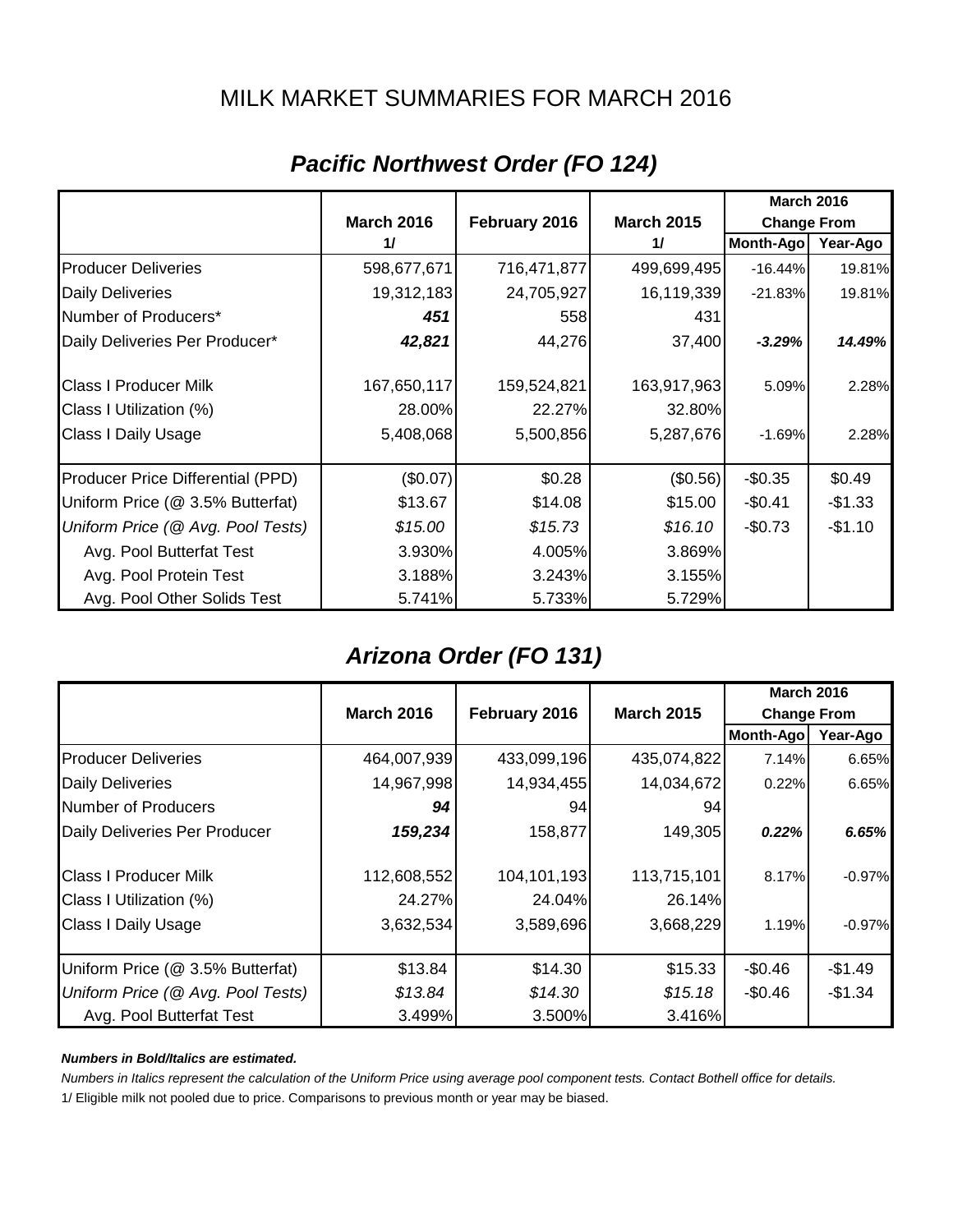# MILK MARKET SUMMARIES FOR MARCH 2016

## *Pacific Northwest Order (FO 124)*

| | March 2016 1/ | February 2016 | March 2015 1/ | March 2016 Change From Month-Ago | March 2016 Change From Year-Ago |
|---|---|---|---|---|---|
| Producer Deliveries | 598,677,671 | 716,471,877 | 499,699,495 | -16.44% | 19.81% |
| Daily Deliveries | 19,312,183 | 24,705,927 | 16,119,339 | -21.83% | 19.81% |
| Number of Producers* | ***451*** | 558 | 431 | | |
| Daily Deliveries Per Producer* | ***42,821*** | 44,276 | 37,400 | ***-3.29%*** | ***14.49%*** |
| Class I Producer Milk | 167,650,117 | 159,524,821 | 163,917,963 | 5.09% | 2.28% |
| Class I Utilization (%) | 28.00% | 22.27% | 32.80% | | |
| Class I Daily Usage | 5,408,068 | 5,500,856 | 5,287,676 | -1.69% | 2.28% |
| Producer Price Differential (PPD) | ($0.07) | $0.28 | ($0.56) | -$0.35 | $0.49 |
| Uniform Price (@ 3.5% Butterfat) | $13.67 | $14.08 | $15.00 | -$0.41 | -$1.33 |
| *Uniform Price (@ Avg. Pool Tests)* | *$15.00* | *$15.73* | *$16.10* | -$0.73 | -$1.10 |
| Avg. Pool Butterfat Test | 3.930% | 4.005% | 3.869% | | |
| Avg. Pool Protein Test | 3.188% | 3.243% | 3.155% | | |
| Avg. Pool Other Solids Test | 5.741% | 5.733% | 5.729% | | |

## *Arizona Order (FO 131)*

| | March 2016 | February 2016 | March 2015 | March 2016 Change From Month-Ago | March 2016 Change From Year-Ago |
|---|---|---|---|---|---|
| Producer Deliveries | 464,007,939 | 433,099,196 | 435,074,822 | 7.14% | 6.65% |
| Daily Deliveries | 14,967,998 | 14,934,455 | 14,034,672 | 0.22% | 6.65% |
| Number of Producers | ***94*** | 94 | 94 | | |
| Daily Deliveries Per Producer | ***159,234*** | 158,877 | 149,305 | ***0.22%*** | ***6.65%*** |
| Class I Producer Milk | 112,608,552 | 104,101,193 | 113,715,101 | 8.17% | -0.97% |
| Class I Utilization (%) | 24.27% | 24.04% | 26.14% | | |
| Class I Daily Usage | 3,632,534 | 3,589,696 | 3,668,229 | 1.19% | -0.97% |
| Uniform Price (@ 3.5% Butterfat) | $13.84 | $14.30 | $15.33 | -$0.46 | -$1.49 |
| *Uniform Price (@ Avg. Pool Tests)* | *$13.84* | *$14.30* | *$15.18* | -$0.46 | -$1.34 |
| Avg. Pool Butterfat Test | 3.499% | 3.500% | 3.416% | | |

***Numbers in Bold/Italics are estimated.***

*Numbers in Italics represent the calculation of the Uniform Price using average pool component tests. Contact Bothell office for details.*

1/ Eligible milk not pooled due to price. Comparisons to previous month or year may be biased.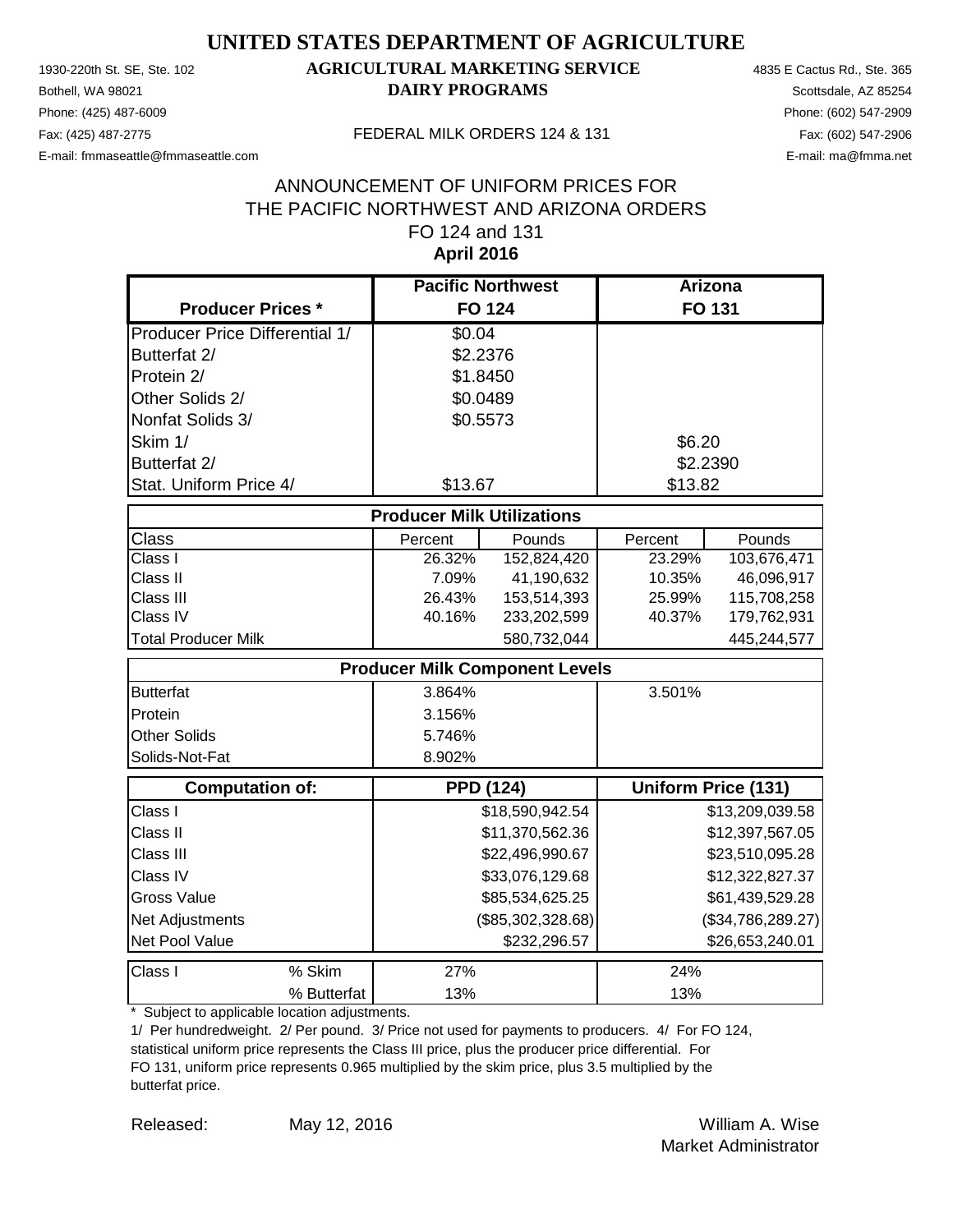# UNITED STATES DEPARTMENT OF AGRICULTURE

1930-220th St. SE, Ste. 102
Bothell, WA 98021
Phone: (425) 487-6009
Fax: (425) 487-2775
E-mail: fmmaseattle@fmmaseattle.com

**AGRICULTURAL MARKETING SERVICE**
**DAIRY PROGRAMS**

FEDERAL MILK ORDERS 124 & 131

4835 E Cactus Rd., Ste. 365
Scottsdale, AZ 85254
Phone: (602) 547-2909
Fax: (602) 547-2906
E-mail: ma@fmma.net

## ANNOUNCEMENT OF UNIFORM PRICES FOR THE PACIFIC NORTHWEST AND ARIZONA ORDERS FO 124 and 131 April 2016

| Producer Prices * | Pacific Northwest FO 124 | | Arizona FO 131 | |
|---|---|---|---|---|
| Producer Price Differential 1/ | $0.04 | | | |
| Butterfat 2/ | $2.2376 | | | |
| Protein 2/ | $1.8450 | | | |
| Other Solids 2/ | $0.0489 | | | |
| Nonfat Solids 3/ | $0.5573 | | | |
| Skim 1/ | | | $6.20 | |
| Butterfat 2/ | | | $2.2390 | |
| Stat. Uniform Price 4/ | $13.67 | | $13.82 | |
| **Producer Milk Utilizations** | | | | |
| Class | Percent | Pounds | Percent | Pounds |
| Class I | 26.32% | 152,824,420 | 23.29% | 103,676,471 |
| Class II | 7.09% | 41,190,632 | 10.35% | 46,096,917 |
| Class III | 26.43% | 153,514,393 | 25.99% | 115,708,258 |
| Class IV | 40.16% | 233,202,599 | 40.37% | 179,762,931 |
| Total Producer Milk | | 580,732,044 | | 445,244,577 |
| **Producer Milk Component Levels** | | | | |
| Butterfat | 3.864% | | 3.501% | |
| Protein | 3.156% | | | |
| Other Solids | 5.746% | | | |
| Solids-Not-Fat | 8.902% | | | |
| **Computation of:** | **PPD (124)** | | **Uniform Price (131)** | |
| Class I | | $18,590,942.54 | | $13,209,039.58 |
| Class II | | $11,370,562.36 | | $12,397,567.05 |
| Class III | | $22,496,990.67 | | $23,510,095.28 |
| Class IV | | $33,076,129.68 | | $12,322,827.37 |
| Gross Value | | $85,534,625.25 | | $61,439,529.28 |
| Net Adjustments | | ($85,302,328.68) | | ($34,786,289.27) |
| Net Pool Value | | $232,296.57 | | $26,653,240.01 |
| Class I % Skim | 27% | | 24% | |
| % Butterfat | 13% | | 13% | |

\* Subject to applicable location adjustments.

1/ Per hundredweight. 2/ Per pound. 3/ Price not used for payments to producers. 4/ For FO 124, statistical uniform price represents the Class III price, plus the producer price differential. For FO 131, uniform price represents 0.965 multiplied by the skim price, plus 3.5 multiplied by the butterfat price.

Released: May 12, 2016

William A. Wise
Market Administrator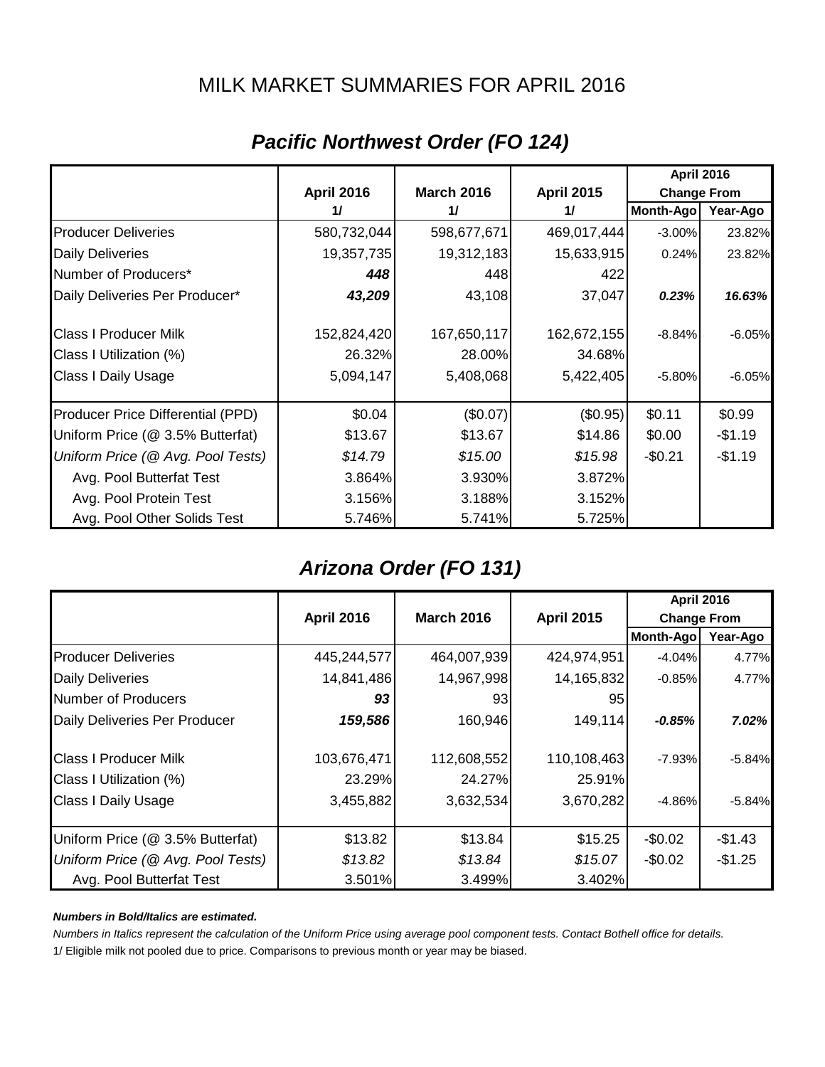# MILK MARKET SUMMARIES FOR APRIL 2016

## *Pacific Northwest Order (FO 124)*

| | April 2016 1/ | March 2016 1/ | April 2015 1/ | April 2016 Change From Month-Ago | April 2016 Change From Year-Ago |
|---|---|---|---|---|---|
| Producer Deliveries | 580,732,044 | 598,677,671 | 469,017,444 | -3.00% | 23.82% |
| Daily Deliveries | 19,357,735 | 19,312,183 | 15,633,915 | 0.24% | 23.82% |
| Number of Producers* | ***448*** | 448 | 422 | | |
| Daily Deliveries Per Producer* | ***43,209*** | 43,108 | 37,047 | ***0.23%*** | ***16.63%*** |
| Class I Producer Milk | 152,824,420 | 167,650,117 | 162,672,155 | -8.84% | -6.05% |
| Class I Utilization (%) | 26.32% | 28.00% | 34.68% | | |
| Class I Daily Usage | 5,094,147 | 5,408,068 | 5,422,405 | -5.80% | -6.05% |
| Producer Price Differential (PPD) | $0.04 | ($0.07) | ($0.95) | $0.11 | $0.99 |
| Uniform Price (@ 3.5% Butterfat) | $13.67 | $13.67 | $14.86 | $0.00 | -$1.19 |
| *Uniform Price (@ Avg. Pool Tests)* | *$14.79* | *$15.00* | *$15.98* | -$0.21 | -$1.19 |
| Avg. Pool Butterfat Test | 3.864% | 3.930% | 3.872% | | |
| Avg. Pool Protein Test | 3.156% | 3.188% | 3.152% | | |
| Avg. Pool Other Solids Test | 5.746% | 5.741% | 5.725% | | |

## *Arizona Order (FO 131)*

| | April 2016 | March 2016 | April 2015 | April 2016 Change From Month-Ago | April 2016 Change From Year-Ago |
|---|---|---|---|---|---|
| Producer Deliveries | 445,244,577 | 464,007,939 | 424,974,951 | -4.04% | 4.77% |
| Daily Deliveries | 14,841,486 | 14,967,998 | 14,165,832 | -0.85% | 4.77% |
| Number of Producers | ***93*** | 93 | 95 | | |
| Daily Deliveries Per Producer | ***159,586*** | 160,946 | 149,114 | ***-0.85%*** | ***7.02%*** |
| Class I Producer Milk | 103,676,471 | 112,608,552 | 110,108,463 | -7.93% | -5.84% |
| Class I Utilization (%) | 23.29% | 24.27% | 25.91% | | |
| Class I Daily Usage | 3,455,882 | 3,632,534 | 3,670,282 | -4.86% | -5.84% |
| Uniform Price (@ 3.5% Butterfat) | $13.82 | $13.84 | $15.25 | -$0.02 | -$1.43 |
| *Uniform Price (@ Avg. Pool Tests)* | *$13.82* | *$13.84* | *$15.07* | -$0.02 | -$1.25 |
| Avg. Pool Butterfat Test | 3.501% | 3.499% | 3.402% | | |

***Numbers in Bold/Italics are estimated.***

*Numbers in Italics represent the calculation of the Uniform Price using average pool component tests. Contact Bothell office for details.*

1/ Eligible milk not pooled due to price. Comparisons to previous month or year may be biased.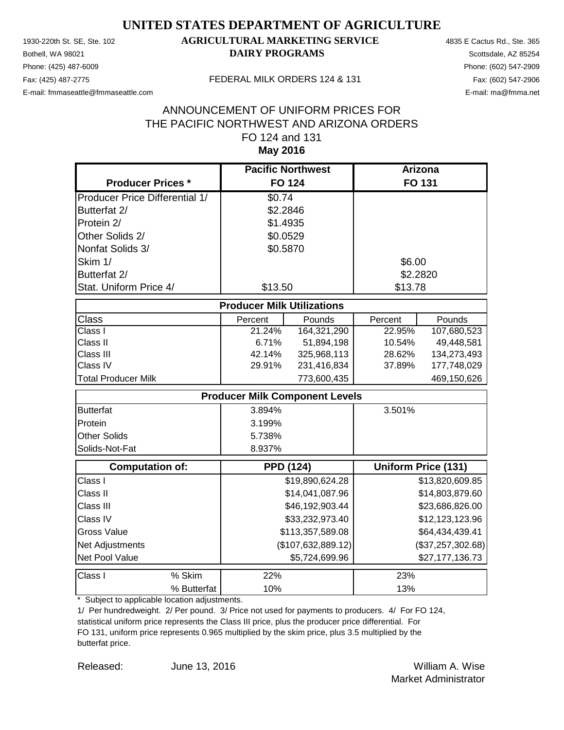# UNITED STATES DEPARTMENT OF AGRICULTURE

1930-220th St. SE, Ste. 102
Bothell, WA 98021
Phone: (425) 487-6009
Fax: (425) 487-2775
E-mail: fmmaseattle@fmmaseattle.com

**AGRICULTURAL MARKETING SERVICE**
**DAIRY PROGRAMS**

FEDERAL MILK ORDERS 124 & 131

4835 E Cactus Rd., Ste. 365
Scottsdale, AZ 85254
Phone: (602) 547-2909
Fax: (602) 547-2906
E-mail: ma@fmma.net

## ANNOUNCEMENT OF UNIFORM PRICES FOR THE PACIFIC NORTHWEST AND ARIZONA ORDERS FO 124 and 131

**May 2016**

| Producer Prices * | Pacific Northwest FO 124 | Arizona FO 131 |
|---|---|---|
| Producer Price Differential 1/ | $0.74 | |
| Butterfat 2/ | $2.2846 | |
| Protein 2/ | $1.4935 | |
| Other Solids 2/ | $0.0529 | |
| Nonfat Solids 3/ | $0.5870 | |
| Skim 1/ | | $6.00 |
| Butterfat 2/ | | $2.2820 |
| Stat. Uniform Price 4/ | $13.50 | $13.78 |

**Producer Milk Utilizations**

| Class | FO 124 Percent | FO 124 Pounds | FO 131 Percent | FO 131 Pounds |
|---|---|---|---|---|
| Class I | 21.24% | 164,321,290 | 22.95% | 107,680,523 |
| Class II | 6.71% | 51,894,198 | 10.54% | 49,448,581 |
| Class III | 42.14% | 325,968,113 | 28.62% | 134,273,493 |
| Class IV | 29.91% | 231,416,834 | 37.89% | 177,748,029 |
| Total Producer Milk | | 773,600,435 | | 469,150,626 |

**Producer Milk Component Levels**

| | FO 124 | FO 131 |
|---|---|---|
| Butterfat | 3.894% | 3.501% |
| Protein | 3.199% | |
| Other Solids | 5.738% | |
| Solids-Not-Fat | 8.937% | |

| Computation of: | PPD (124) | Uniform Price (131) |
|---|---|---|
| Class I | $19,890,624.28 | $13,820,609.85 |
| Class II | $14,041,087.96 | $14,803,879.60 |
| Class III | $46,192,903.44 | $23,686,826.00 |
| Class IV | $33,232,973.40 | $12,123,123.96 |
| Gross Value | $113,357,589.08 | $64,434,439.41 |
| Net Adjustments | ($107,632,889.12) | ($37,257,302.68) |
| Net Pool Value | $5,724,699.96 | $27,177,136.73 |

| Class I | | FO 124 | FO 131 |
|---|---|---|---|
| Class I | % Skim | 22% | 23% |
| | % Butterfat | 10% | 13% |

\* Subject to applicable location adjustments.

1/ Per hundredweight. 2/ Per pound. 3/ Price not used for payments to producers. 4/ For FO 124, statistical uniform price represents the Class III price, plus the producer price differential. For FO 131, uniform price represents 0.965 multiplied by the skim price, plus 3.5 multiplied by the butterfat price.

Released: June 13, 2016

William A. Wise
Market Administrator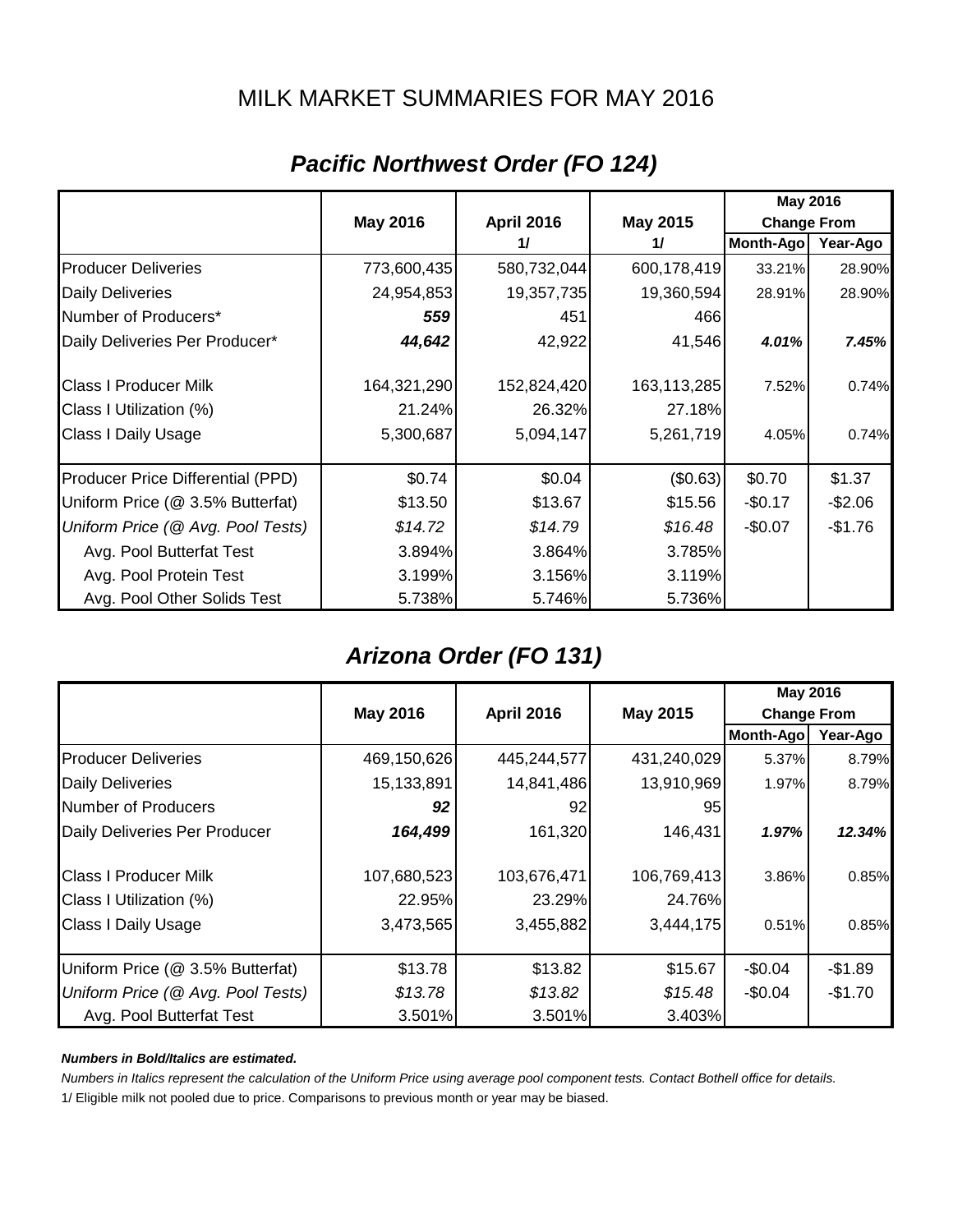# MILK MARKET SUMMARIES FOR MAY 2016

## *Pacific Northwest Order (FO 124)*

| | May 2016 | April 2016 1/ | May 2015 1/ | May 2016 Change From Month-Ago | May 2016 Change From Year-Ago |
|---|---|---|---|---|---|
| Producer Deliveries | 773,600,435 | 580,732,044 | 600,178,419 | 33.21% | 28.90% |
| Daily Deliveries | 24,954,853 | 19,357,735 | 19,360,594 | 28.91% | 28.90% |
| Number of Producers* | ***559*** | 451 | 466 | | |
| Daily Deliveries Per Producer* | ***44,642*** | 42,922 | 41,546 | ***4.01%*** | ***7.45%*** |
| Class I Producer Milk | 164,321,290 | 152,824,420 | 163,113,285 | 7.52% | 0.74% |
| Class I Utilization (%) | 21.24% | 26.32% | 27.18% | | |
| Class I Daily Usage | 5,300,687 | 5,094,147 | 5,261,719 | 4.05% | 0.74% |
| Producer Price Differential (PPD) | $0.74 | $0.04 | ($0.63) | $0.70 | $1.37 |
| Uniform Price (@ 3.5% Butterfat) | $13.50 | $13.67 | $15.56 | -$0.17 | -$2.06 |
| *Uniform Price (@ Avg. Pool Tests)* | *$14.72* | *$14.79* | *$16.48* | -$0.07 | -$1.76 |
| Avg. Pool Butterfat Test | 3.894% | 3.864% | 3.785% | | |
| Avg. Pool Protein Test | 3.199% | 3.156% | 3.119% | | |
| Avg. Pool Other Solids Test | 5.738% | 5.746% | 5.736% | | |

## *Arizona Order (FO 131)*

| | May 2016 | April 2016 | May 2015 | May 2016 Change From Month-Ago | May 2016 Change From Year-Ago |
|---|---|---|---|---|---|
| Producer Deliveries | 469,150,626 | 445,244,577 | 431,240,029 | 5.37% | 8.79% |
| Daily Deliveries | 15,133,891 | 14,841,486 | 13,910,969 | 1.97% | 8.79% |
| Number of Producers | ***92*** | 92 | 95 | | |
| Daily Deliveries Per Producer | ***164,499*** | 161,320 | 146,431 | ***1.97%*** | ***12.34%*** |
| Class I Producer Milk | 107,680,523 | 103,676,471 | 106,769,413 | 3.86% | 0.85% |
| Class I Utilization (%) | 22.95% | 23.29% | 24.76% | | |
| Class I Daily Usage | 3,473,565 | 3,455,882 | 3,444,175 | 0.51% | 0.85% |
| Uniform Price (@ 3.5% Butterfat) | $13.78 | $13.82 | $15.67 | -$0.04 | -$1.89 |
| *Uniform Price (@ Avg. Pool Tests)* | *$13.78* | *$13.82* | *$15.48* | -$0.04 | -$1.70 |
| Avg. Pool Butterfat Test | 3.501% | 3.501% | 3.403% | | |

***Numbers in Bold/Italics are estimated.***

*Numbers in Italics represent the calculation of the Uniform Price using average pool component tests. Contact Bothell office for details.*

1/ Eligible milk not pooled due to price. Comparisons to previous month or year may be biased.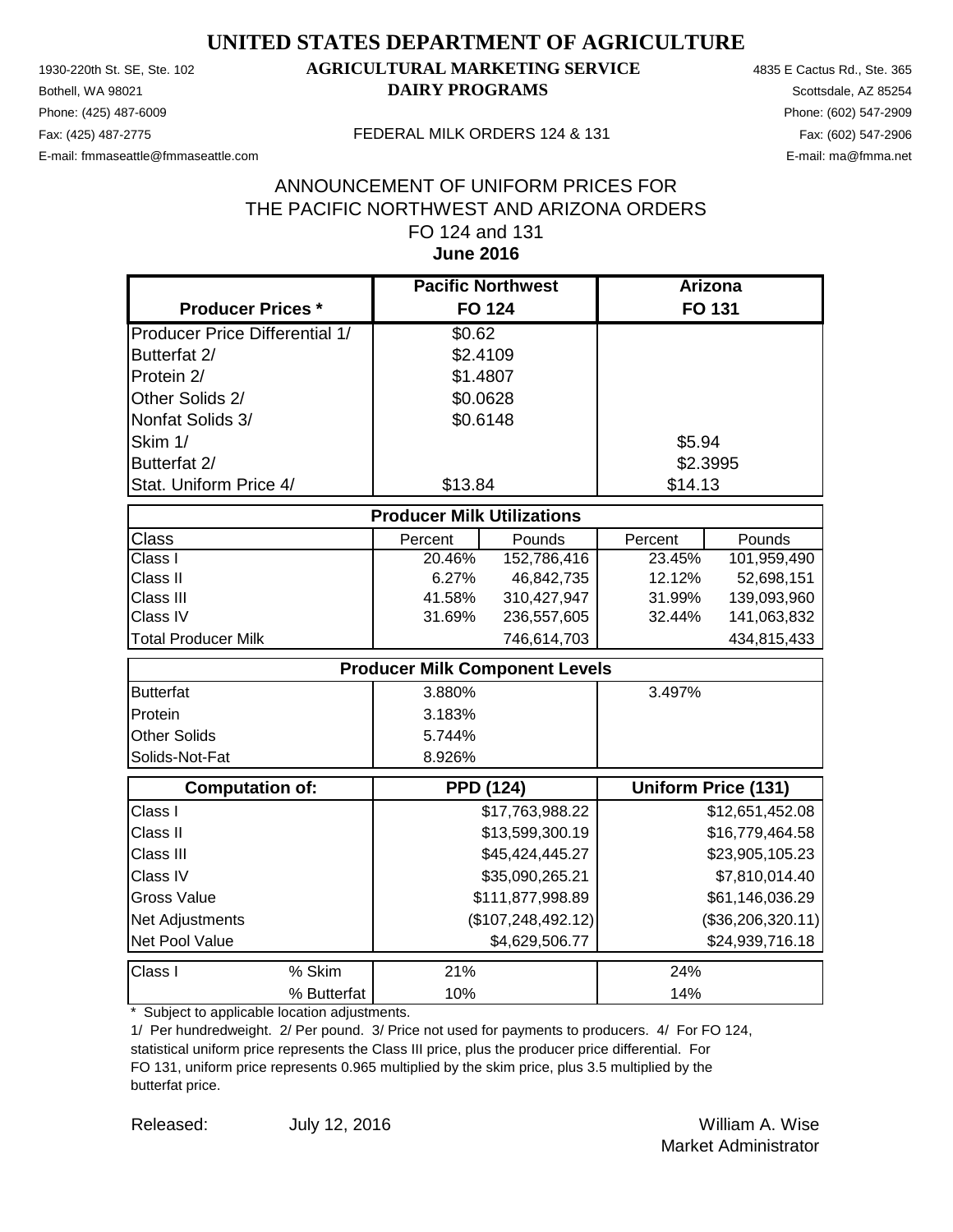# UNITED STATES DEPARTMENT OF AGRICULTURE

## AGRICULTURAL MARKETING SERVICE
## DAIRY PROGRAMS

1930-220th St. SE, Ste. 102
Bothell, WA 98021
Phone: (425) 487-6009
Fax: (425) 487-2775
E-mail: fmmaseattle@fmmaseattle.com

4835 E Cactus Rd., Ste. 365
Scottsdale, AZ 85254
Phone: (602) 547-2909
Fax: (602) 547-2906
E-mail: ma@fmma.net

FEDERAL MILK ORDERS 124 & 131

### ANNOUNCEMENT OF UNIFORM PRICES FOR THE PACIFIC NORTHWEST AND ARIZONA ORDERS
### FO 124 and 131
### June 2016

| Producer Prices * | Pacific Northwest FO 124 | | Arizona FO 131 | |
|---|---|---|---|---|
| Producer Price Differential 1/ | $0.62 | | | |
| Butterfat 2/ | $2.4109 | | | |
| Protein 2/ | $1.4807 | | | |
| Other Solids 2/ | $0.0628 | | | |
| Nonfat Solids 3/ | $0.6148 | | | |
| Skim 1/ | | | $5.94 | |
| Butterfat 2/ | | | $2.3995 | |
| Stat. Uniform Price 4/ | $13.84 | | $14.13 | |
| **Producer Milk Utilizations** | | | | |
| Class | Percent | Pounds | Percent | Pounds |
| Class I | 20.46% | 152,786,416 | 23.45% | 101,959,490 |
| Class II | 6.27% | 46,842,735 | 12.12% | 52,698,151 |
| Class III | 41.58% | 310,427,947 | 31.99% | 139,093,960 |
| Class IV | 31.69% | 236,557,605 | 32.44% | 141,063,832 |
| Total Producer Milk | | 746,614,703 | | 434,815,433 |
| **Producer Milk Component Levels** | | | | |
| Butterfat | 3.880% | | 3.497% | |
| Protein | 3.183% | | | |
| Other Solids | 5.744% | | | |
| Solids-Not-Fat | 8.926% | | | |
| **Computation of:** | **PPD (124)** | | **Uniform Price (131)** | |
| Class I | | $17,763,988.22 | | $12,651,452.08 |
| Class II | | $13,599,300.19 | | $16,779,464.58 |
| Class III | | $45,424,445.27 | | $23,905,105.23 |
| Class IV | | $35,090,265.21 | | $7,810,014.40 |
| Gross Value | | $111,877,998.89 | | $61,146,036.29 |
| Net Adjustments | | ($107,248,492.12) | | ($36,206,320.11) |
| Net Pool Value | | $4,629,506.77 | | $24,939,716.18 |
| Class I % Skim | 21% | | 24% | |
| % Butterfat | 10% | | 14% | |

\* Subject to applicable location adjustments.

1/ Per hundredweight. 2/ Per pound. 3/ Price not used for payments to producers. 4/ For FO 124, statistical uniform price represents the Class III price, plus the producer price differential. For FO 131, uniform price represents 0.965 multiplied by the skim price, plus 3.5 multiplied by the butterfat price.

Released: July 12, 2016

William A. Wise
Market Administrator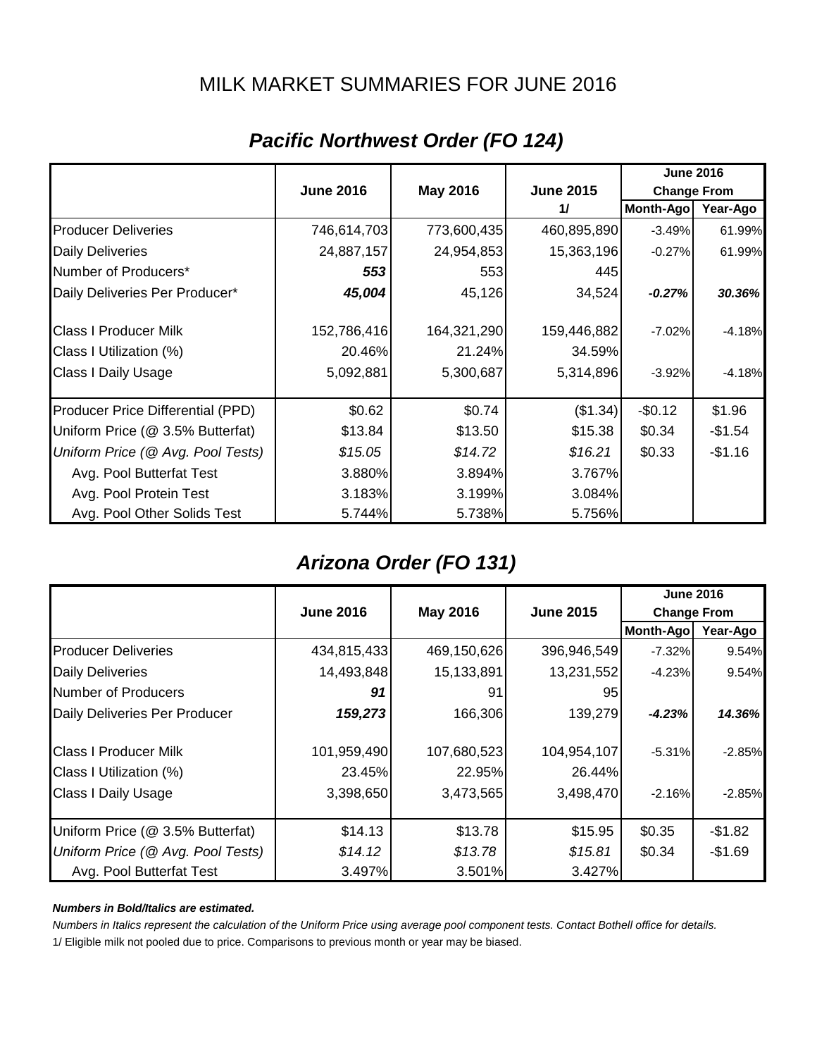# MILK MARKET SUMMARIES FOR JUNE 2016

## *Pacific Northwest Order (FO 124)*

| | June 2016 | May 2016 | June 2015 1/ | June 2016 Change From Month-Ago | June 2016 Change From Year-Ago |
|---|---|---|---|---|---|
| Producer Deliveries | 746,614,703 | 773,600,435 | 460,895,890 | -3.49% | 61.99% |
| Daily Deliveries | 24,887,157 | 24,954,853 | 15,363,196 | -0.27% | 61.99% |
| Number of Producers* | ***553*** | 553 | 445 | | |
| Daily Deliveries Per Producer* | ***45,004*** | 45,126 | 34,524 | ***-0.27%*** | ***30.36%*** |
| Class I Producer Milk | 152,786,416 | 164,321,290 | 159,446,882 | -7.02% | -4.18% |
| Class I Utilization (%) | 20.46% | 21.24% | 34.59% | | |
| Class I Daily Usage | 5,092,881 | 5,300,687 | 5,314,896 | -3.92% | -4.18% |
| Producer Price Differential (PPD) | $0.62 | $0.74 | ($1.34) | -$0.12 | $1.96 |
| Uniform Price (@ 3.5% Butterfat) | $13.84 | $13.50 | $15.38 | $0.34 | -$1.54 |
| *Uniform Price (@ Avg. Pool Tests)* | *$15.05* | *$14.72* | *$16.21* | $0.33 | -$1.16 |
| Avg. Pool Butterfat Test | 3.880% | 3.894% | 3.767% | | |
| Avg. Pool Protein Test | 3.183% | 3.199% | 3.084% | | |
| Avg. Pool Other Solids Test | 5.744% | 5.738% | 5.756% | | |

## *Arizona Order (FO 131)*

| | June 2016 | May 2016 | June 2015 | June 2016 Change From Month-Ago | June 2016 Change From Year-Ago |
|---|---|---|---|---|---|
| Producer Deliveries | 434,815,433 | 469,150,626 | 396,946,549 | -7.32% | 9.54% |
| Daily Deliveries | 14,493,848 | 15,133,891 | 13,231,552 | -4.23% | 9.54% |
| Number of Producers | ***91*** | 91 | 95 | | |
| Daily Deliveries Per Producer | ***159,273*** | 166,306 | 139,279 | ***-4.23%*** | ***14.36%*** |
| Class I Producer Milk | 101,959,490 | 107,680,523 | 104,954,107 | -5.31% | -2.85% |
| Class I Utilization (%) | 23.45% | 22.95% | 26.44% | | |
| Class I Daily Usage | 3,398,650 | 3,473,565 | 3,498,470 | -2.16% | -2.85% |
| Uniform Price (@ 3.5% Butterfat) | $14.13 | $13.78 | $15.95 | $0.35 | -$1.82 |
| *Uniform Price (@ Avg. Pool Tests)* | *$14.12* | *$13.78* | *$15.81* | $0.34 | -$1.69 |
| Avg. Pool Butterfat Test | 3.497% | 3.501% | 3.427% | | |

***Numbers in Bold/Italics are estimated.***

*Numbers in Italics represent the calculation of the Uniform Price using average pool component tests. Contact Bothell office for details.*

1/ Eligible milk not pooled due to price. Comparisons to previous month or year may be biased.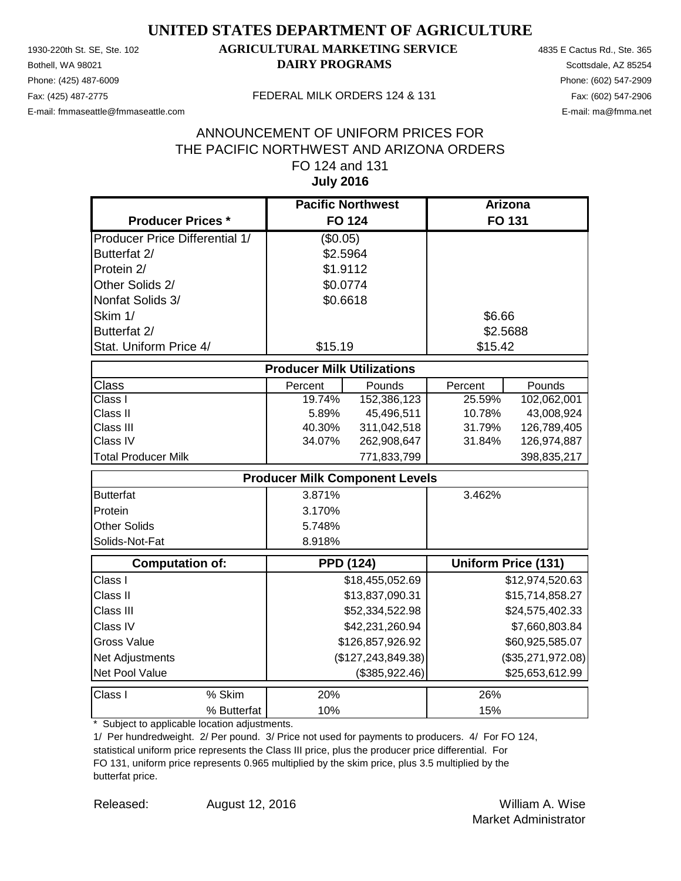# UNITED STATES DEPARTMENT OF AGRICULTURE

## AGRICULTURAL MARKETING SERVICE
## DAIRY PROGRAMS

1930-220th St. SE, Ste. 102
Bothell, WA 98021
Phone: (425) 487-6009
Fax: (425) 487-2775
E-mail: fmmaseattle@fmmaseattle.com

FEDERAL MILK ORDERS 124 & 131

4835 E Cactus Rd., Ste. 365
Scottsdale, AZ 85254
Phone: (602) 547-2909
Fax: (602) 547-2906
E-mail: ma@fmma.net

## ANNOUNCEMENT OF UNIFORM PRICES FOR THE PACIFIC NORTHWEST AND ARIZONA ORDERS
## FO 124 and 131
## July 2016

| Producer Prices * | Pacific Northwest FO 124 | Arizona FO 131 |
|---|---|---|
| Producer Price Differential 1/ | ($0.05) | |
| Butterfat 2/ | $2.5964 | |
| Protein 2/ | $1.9112 | |
| Other Solids 2/ | $0.0774 | |
| Nonfat Solids 3/ | $0.6618 | |
| Skim 1/ | | $6.66 |
| Butterfat 2/ | | $2.5688 |
| Stat. Uniform Price 4/ | $15.19 | $15.42 |

**Producer Milk Utilizations**

| Class | FO 124 Percent | FO 124 Pounds | FO 131 Percent | FO 131 Pounds |
|---|---|---|---|---|
| Class I | 19.74% | 152,386,123 | 25.59% | 102,062,001 |
| Class II | 5.89% | 45,496,511 | 10.78% | 43,008,924 |
| Class III | 40.30% | 311,042,518 | 31.79% | 126,789,405 |
| Class IV | 34.07% | 262,908,647 | 31.84% | 126,974,887 |
| Total Producer Milk | | 771,833,799 | | 398,835,217 |

**Producer Milk Component Levels**

| | FO 124 | FO 131 |
|---|---|---|
| Butterfat | 3.871% | 3.462% |
| Protein | 3.170% | |
| Other Solids | 5.748% | |
| Solids-Not-Fat | 8.918% | |

| Computation of: | PPD (124) | Uniform Price (131) |
|---|---|---|
| Class I | $18,455,052.69 | $12,974,520.63 |
| Class II | $13,837,090.31 | $15,714,858.27 |
| Class III | $52,334,522.98 | $24,575,402.33 |
| Class IV | $42,231,260.94 | $7,660,803.84 |
| Gross Value | $126,857,926.92 | $60,925,585.07 |
| Net Adjustments | ($127,243,849.38) | ($35,271,972.08) |
| Net Pool Value | ($385,922.46) | $25,653,612.99 |

| Class I | | FO 124 | FO 131 |
|---|---|---|---|
| | % Skim | 20% | 26% |
| | % Butterfat | 10% | 15% |

\* Subject to applicable location adjustments.

1/ Per hundredweight. 2/ Per pound. 3/ Price not used for payments to producers. 4/ For FO 124, statistical uniform price represents the Class III price, plus the producer price differential. For FO 131, uniform price represents 0.965 multiplied by the skim price, plus 3.5 multiplied by the butterfat price.

Released: August 12, 2016

William A. Wise
Market Administrator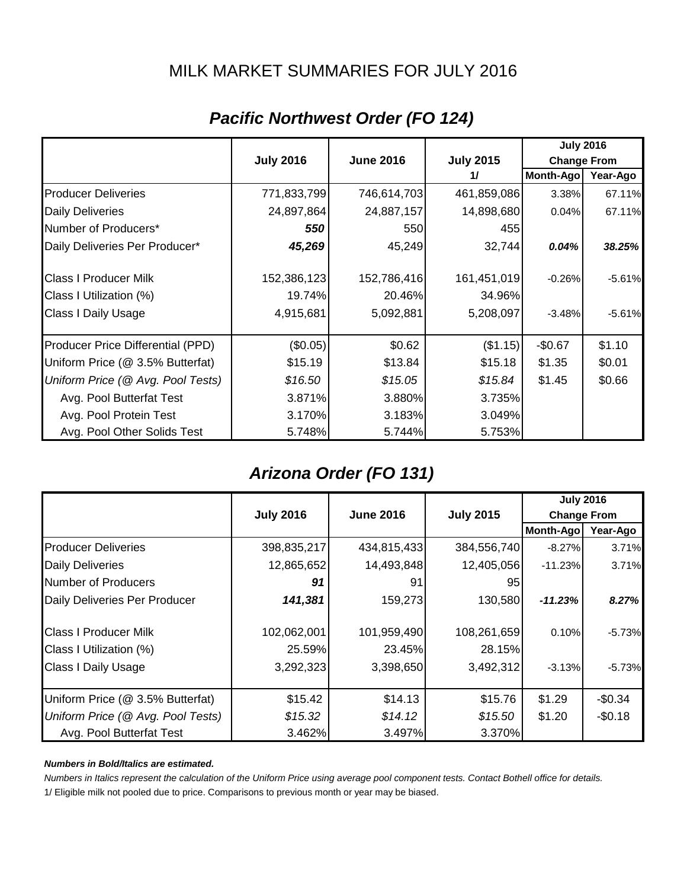# MILK MARKET SUMMARIES FOR JULY 2016

## *Pacific Northwest Order (FO 124)*

| | July 2016 | June 2016 | July 2015 1/ | July 2016 Change From Month-Ago | July 2016 Change From Year-Ago |
|---|---|---|---|---|---|
| Producer Deliveries | 771,833,799 | 746,614,703 | 461,859,086 | 3.38% | 67.11% |
| Daily Deliveries | 24,897,864 | 24,887,157 | 14,898,680 | 0.04% | 67.11% |
| Number of Producers* | ***550*** | 550 | 455 | | |
| Daily Deliveries Per Producer* | ***45,269*** | 45,249 | 32,744 | ***0.04%*** | ***38.25%*** |
| Class I Producer Milk | 152,386,123 | 152,786,416 | 161,451,019 | -0.26% | -5.61% |
| Class I Utilization (%) | 19.74% | 20.46% | 34.96% | | |
| Class I Daily Usage | 4,915,681 | 5,092,881 | 5,208,097 | -3.48% | -5.61% |
| Producer Price Differential (PPD) | ($0.05) | $0.62 | ($1.15) | -$0.67 | $1.10 |
| Uniform Price (@ 3.5% Butterfat) | $15.19 | $13.84 | $15.18 | $1.35 | $0.01 |
| *Uniform Price (@ Avg. Pool Tests)* | *$16.50* | *$15.05* | *$15.84* | $1.45 | $0.66 |
| Avg. Pool Butterfat Test | 3.871% | 3.880% | 3.735% | | |
| Avg. Pool Protein Test | 3.170% | 3.183% | 3.049% | | |
| Avg. Pool Other Solids Test | 5.748% | 5.744% | 5.753% | | |

## *Arizona Order (FO 131)*

| | July 2016 | June 2016 | July 2015 | July 2016 Change From Month-Ago | July 2016 Change From Year-Ago |
|---|---|---|---|---|---|
| Producer Deliveries | 398,835,217 | 434,815,433 | 384,556,740 | -8.27% | 3.71% |
| Daily Deliveries | 12,865,652 | 14,493,848 | 12,405,056 | -11.23% | 3.71% |
| Number of Producers | ***91*** | 91 | 95 | | |
| Daily Deliveries Per Producer | ***141,381*** | 159,273 | 130,580 | ***-11.23%*** | ***8.27%*** |
| Class I Producer Milk | 102,062,001 | 101,959,490 | 108,261,659 | 0.10% | -5.73% |
| Class I Utilization (%) | 25.59% | 23.45% | 28.15% | | |
| Class I Daily Usage | 3,292,323 | 3,398,650 | 3,492,312 | -3.13% | -5.73% |
| Uniform Price (@ 3.5% Butterfat) | $15.42 | $14.13 | $15.76 | $1.29 | -$0.34 |
| *Uniform Price (@ Avg. Pool Tests)* | *$15.32* | *$14.12* | *$15.50* | $1.20 | -$0.18 |
| Avg. Pool Butterfat Test | 3.462% | 3.497% | 3.370% | | |

***Numbers in Bold/Italics are estimated.***

*Numbers in Italics represent the calculation of the Uniform Price using average pool component tests. Contact Bothell office for details.*

1/ Eligible milk not pooled due to price. Comparisons to previous month or year may be biased.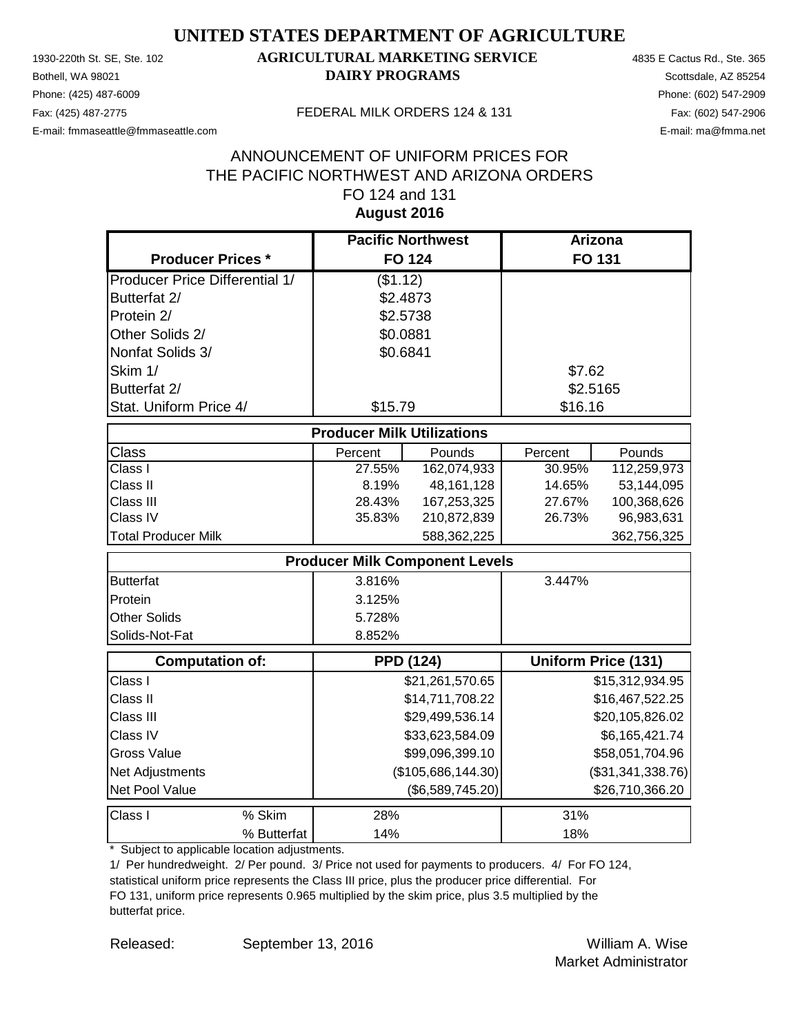# UNITED STATES DEPARTMENT OF AGRICULTURE

## AGRICULTURAL MARKETING SERVICE
## DAIRY PROGRAMS

1930-220th St. SE, Ste. 102
Bothell, WA 98021
Phone: (425) 487-6009
Fax: (425) 487-2775
E-mail: fmmaseattle@fmmaseattle.com

FEDERAL MILK ORDERS 124 & 131

4835 E Cactus Rd., Ste. 365
Scottsdale, AZ 85254
Phone: (602) 547-2909
Fax: (602) 547-2906
E-mail: ma@fmma.net

ANNOUNCEMENT OF UNIFORM PRICES FOR
THE PACIFIC NORTHWEST AND ARIZONA ORDERS
FO 124 and 131
**August 2016**

| **Producer Prices *** | **Pacific Northwest FO 124** | **Arizona FO 131** |
|---|---|---|
| Producer Price Differential 1/ | ($1.12) | |
| Butterfat 2/ | $2.4873 | |
| Protein 2/ | $2.5738 | |
| Other Solids 2/ | $0.0881 | |
| Nonfat Solids 3/ | $0.6841 | |
| Skim 1/ | | $7.62 |
| Butterfat 2/ | | $2.5165 |
| Stat. Uniform Price 4/ | $15.79 | $16.16 |

| **Producer Milk Utilizations** | | | | |
|---|---|---|---|---|
| Class | Percent | Pounds | Percent | Pounds |
| Class I | 27.55% | 162,074,933 | 30.95% | 112,259,973 |
| Class II | 8.19% | 48,161,128 | 14.65% | 53,144,095 |
| Class III | 28.43% | 167,253,325 | 27.67% | 100,368,626 |
| Class IV | 35.83% | 210,872,839 | 26.73% | 96,983,631 |
| Total Producer Milk | | 588,362,225 | | 362,756,325 |

| **Producer Milk Component Levels** | | |
|---|---|---|
| Butterfat | 3.816% | 3.447% |
| Protein | 3.125% | |
| Other Solids | 5.728% | |
| Solids-Not-Fat | 8.852% | |

| **Computation of:** | **PPD (124)** | **Uniform Price (131)** |
|---|---|---|
| Class I | $21,261,570.65 | $15,312,934.95 |
| Class II | $14,711,708.22 | $16,467,522.25 |
| Class III | $29,499,536.14 | $20,105,826.02 |
| Class IV | $33,623,584.09 | $6,165,421.74 |
| Gross Value | $99,096,399.10 | $58,051,704.96 |
| Net Adjustments | ($105,686,144.30) | ($31,341,338.76) |
| Net Pool Value | ($6,589,745.20) | $26,710,366.20 |

| Class I | | | |
|---|---|---|---|
| | % Skim | 28% | 31% |
| | % Butterfat | 14% | 18% |

\* Subject to applicable location adjustments.

1/ Per hundredweight. 2/ Per pound. 3/ Price not used for payments to producers. 4/ For FO 124, statistical uniform price represents the Class III price, plus the producer price differential. For FO 131, uniform price represents 0.965 multiplied by the skim price, plus 3.5 multiplied by the butterfat price.

Released: September 13, 2016

William A. Wise
Market Administrator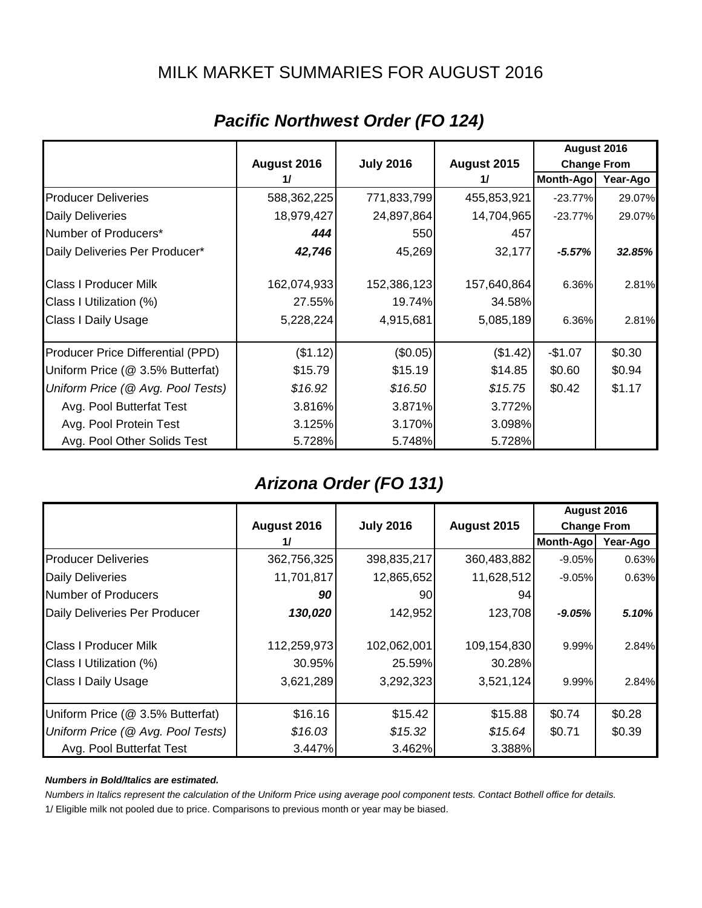# MILK MARKET SUMMARIES FOR AUGUST 2016

## *Pacific Northwest Order (FO 124)*

| | August 2016 1/ | July 2016 | August 2015 1/ | August 2016 Change From Month-Ago | August 2016 Change From Year-Ago |
|---|---|---|---|---|---|
| Producer Deliveries | 588,362,225 | 771,833,799 | 455,853,921 | -23.77% | 29.07% |
| Daily Deliveries | 18,979,427 | 24,897,864 | 14,704,965 | -23.77% | 29.07% |
| Number of Producers* | ***444*** | 550 | 457 | | |
| Daily Deliveries Per Producer* | ***42,746*** | 45,269 | 32,177 | ***-5.57%*** | ***32.85%*** |
| Class I Producer Milk | 162,074,933 | 152,386,123 | 157,640,864 | 6.36% | 2.81% |
| Class I Utilization (%) | 27.55% | 19.74% | 34.58% | | |
| Class I Daily Usage | 5,228,224 | 4,915,681 | 5,085,189 | 6.36% | 2.81% |
| Producer Price Differential (PPD) | ($1.12) | ($0.05) | ($1.42) | -$1.07 | $0.30 |
| Uniform Price (@ 3.5% Butterfat) | $15.79 | $15.19 | $14.85 | $0.60 | $0.94 |
| *Uniform Price (@ Avg. Pool Tests)* | *$16.92* | *$16.50* | *$15.75* | $0.42 | $1.17 |
| Avg. Pool Butterfat Test | 3.816% | 3.871% | 3.772% | | |
| Avg. Pool Protein Test | 3.125% | 3.170% | 3.098% | | |
| Avg. Pool Other Solids Test | 5.728% | 5.748% | 5.728% | | |

## *Arizona Order (FO 131)*

| | August 2016 1/ | July 2016 | August 2015 | August 2016 Change From Month-Ago | August 2016 Change From Year-Ago |
|---|---|---|---|---|---|
| Producer Deliveries | 362,756,325 | 398,835,217 | 360,483,882 | -9.05% | 0.63% |
| Daily Deliveries | 11,701,817 | 12,865,652 | 11,628,512 | -9.05% | 0.63% |
| Number of Producers | ***90*** | 90 | 94 | | |
| Daily Deliveries Per Producer | ***130,020*** | 142,952 | 123,708 | ***-9.05%*** | ***5.10%*** |
| Class I Producer Milk | 112,259,973 | 102,062,001 | 109,154,830 | 9.99% | 2.84% |
| Class I Utilization (%) | 30.95% | 25.59% | 30.28% | | |
| Class I Daily Usage | 3,621,289 | 3,292,323 | 3,521,124 | 9.99% | 2.84% |
| Uniform Price (@ 3.5% Butterfat) | $16.16 | $15.42 | $15.88 | $0.74 | $0.28 |
| *Uniform Price (@ Avg. Pool Tests)* | *$16.03* | *$15.32* | *$15.64* | $0.71 | $0.39 |
| Avg. Pool Butterfat Test | 3.447% | 3.462% | 3.388% | | |

***Numbers in Bold/Italics are estimated.***

*Numbers in Italics represent the calculation of the Uniform Price using average pool component tests. Contact Bothell office for details.*

1/ Eligible milk not pooled due to price. Comparisons to previous month or year may be biased.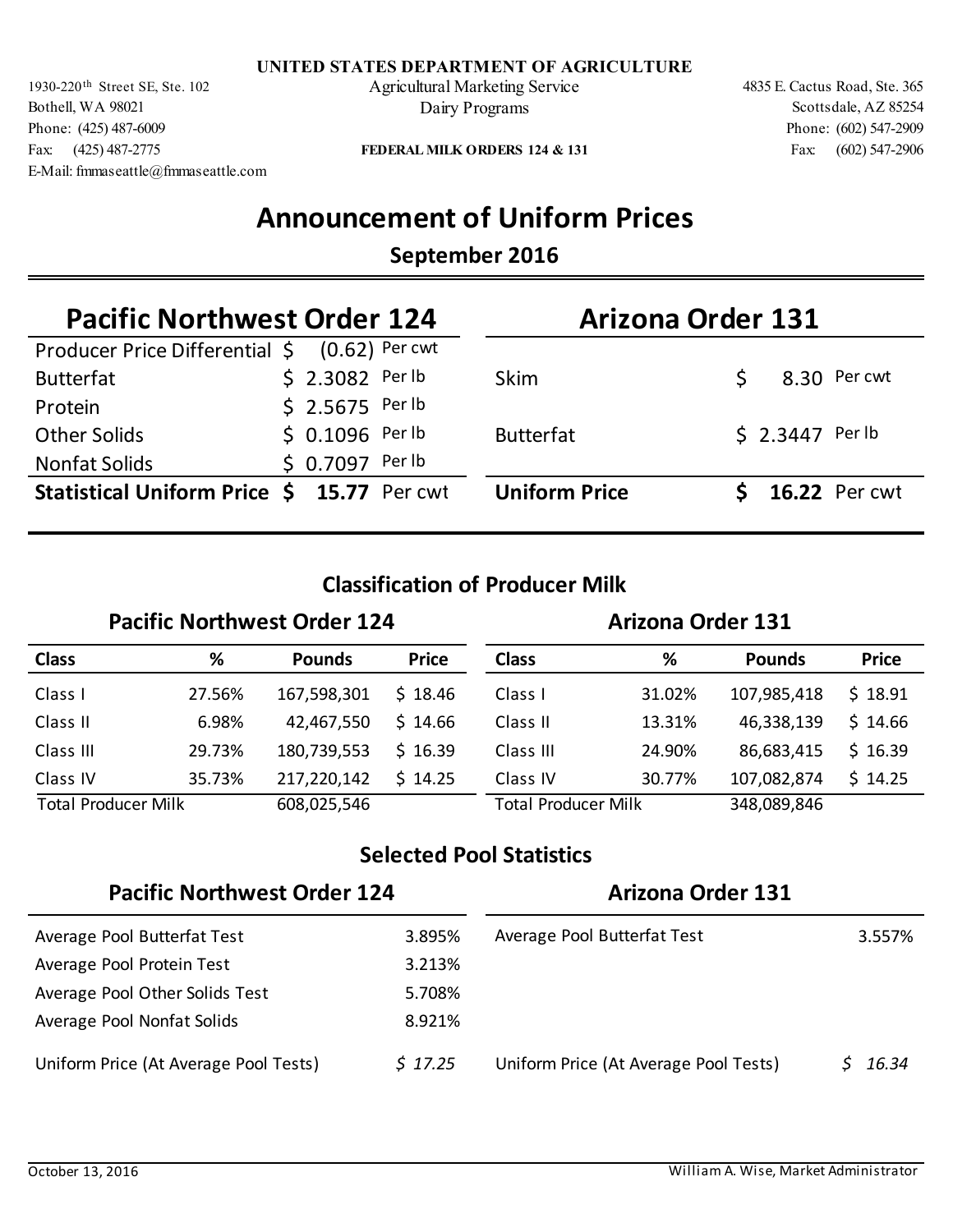**UNITED STATES DEPARTMENT OF AGRICULTURE**
Agricultural Marketing Service
Dairy Programs

**FEDERAL MILK ORDERS 124 & 131**

1930-220th Street SE, Ste. 102
Bothell, WA 98021
Phone: (425) 487-6009
Fax: (425) 487-2775
E-Mail: fmmaseattle@fmmaseattle.com

4835 E. Cactus Road, Ste. 365
Scottsdale, AZ 85254
Phone: (602) 547-2909
Fax: (602) 547-2906

# Announcement of Uniform Prices

## September 2016

### Pacific Northwest Order 124

| | | |
|---|---|---|
| Producer Price Differential | $ (0.62) | Per cwt |
| Butterfat | $ 2.3082 | Per lb |
| Protein | $ 2.5675 | Per lb |
| Other Solids | $ 0.1096 | Per lb |
| Nonfat Solids | $ 0.7097 | Per lb |
| **Statistical Uniform Price** | **$ 15.77** | **Per cwt** |

### Arizona Order 131

| | | |
|---|---|---|
| Skim | $ 8.30 | Per cwt |
| Butterfat | $ 2.3447 | Per lb |
| **Uniform Price** | **$ 16.22** | **Per cwt** |

## Classification of Producer Milk

### Pacific Northwest Order 124

| Class | % | Pounds | Price |
|---|---|---|---|
| Class I | 27.56% | 167,598,301 | $ 18.46 |
| Class II | 6.98% | 42,467,550 | $ 14.66 |
| Class III | 29.73% | 180,739,553 | $ 16.39 |
| Class IV | 35.73% | 217,220,142 | $ 14.25 |
| Total Producer Milk | | 608,025,546 | |

### Arizona Order 131

| Class | % | Pounds | Price |
|---|---|---|---|
| Class I | 31.02% | 107,985,418 | $ 18.91 |
| Class II | 13.31% | 46,338,139 | $ 14.66 |
| Class III | 24.90% | 86,683,415 | $ 16.39 |
| Class IV | 30.77% | 107,082,874 | $ 14.25 |
| Total Producer Milk | | 348,089,846 | |

## Selected Pool Statistics

### Pacific Northwest Order 124

| | |
|---|---|
| Average Pool Butterfat Test | 3.895% |
| Average Pool Protein Test | 3.213% |
| Average Pool Other Solids Test | 5.708% |
| Average Pool Nonfat Solids | 8.921% |
| Uniform Price (At Average Pool Tests) | *$ 17.25* |

### Arizona Order 131

| | |
|---|---|
| Average Pool Butterfat Test | 3.557% |
| Uniform Price (At Average Pool Tests) | *$ 16.34* |

October 13, 2016 — William A. Wise, Market Administrator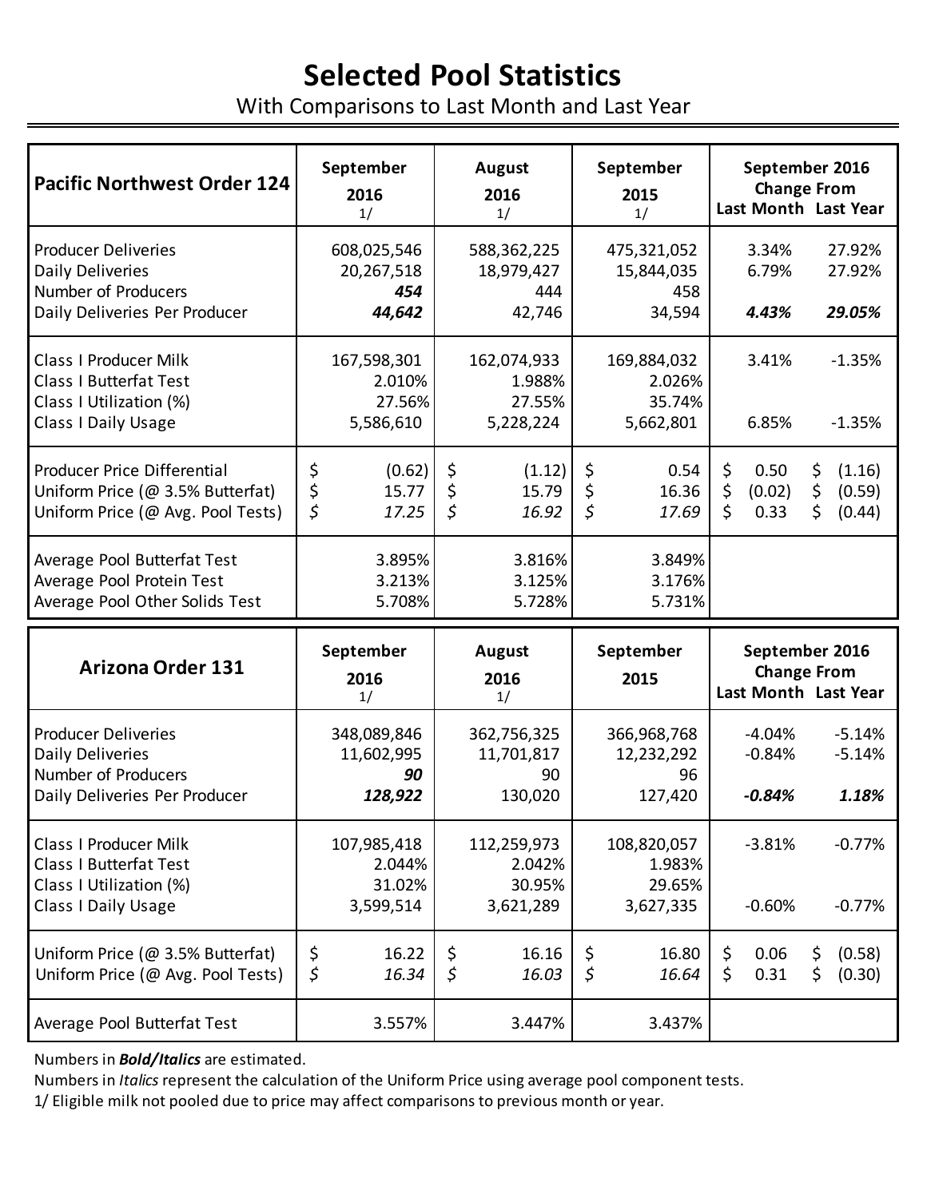# Selected Pool Statistics

With Comparisons to Last Month and Last Year

| Pacific Northwest Order 124 | September 2016 1/ | August 2016 1/ | September 2015 1/ | September 2016 Change From Last Month | Last Year |
|---|---|---|---|---|---|
| Producer Deliveries | 608,025,546 | 588,362,225 | 475,321,052 | 3.34% | 27.92% |
| Daily Deliveries | 20,267,518 | 18,979,427 | 15,844,035 | 6.79% | 27.92% |
| Number of Producers | ***454*** | 444 | 458 | | |
| Daily Deliveries Per Producer | ***44,642*** | 42,746 | 34,594 | ***4.43%*** | ***29.05%*** |
| Class I Producer Milk | 167,598,301 | 162,074,933 | 169,884,032 | 3.41% | -1.35% |
| Class I Butterfat Test | 2.010% | 1.988% | 2.026% | | |
| Class I Utilization (%) | 27.56% | 27.55% | 35.74% | | |
| Class I Daily Usage | 5,586,610 | 5,228,224 | 5,662,801 | 6.85% | -1.35% |
| Producer Price Differential | $ (0.62) | $ (1.12) | $ 0.54 | $ 0.50 | $ (1.16) |
| Uniform Price (@ 3.5% Butterfat) | $ 15.77 | $ 15.79 | $ 16.36 | $ (0.02) | $ (0.59) |
| Uniform Price (@ Avg. Pool Tests) | *$ 17.25* | *$ 16.92* | *$ 17.69* | $ 0.33 | $ (0.44) |
| Average Pool Butterfat Test | 3.895% | 3.816% | 3.849% | | |
| Average Pool Protein Test | 3.213% | 3.125% | 3.176% | | |
| Average Pool Other Solids Test | 5.708% | 5.728% | 5.731% | | |

| Arizona Order 131 | September 2016 1/ | August 2016 1/ | September 2015 | September 2016 Change From Last Month | Last Year |
|---|---|---|---|---|---|
| Producer Deliveries | 348,089,846 | 362,756,325 | 366,968,768 | -4.04% | -5.14% |
| Daily Deliveries | 11,602,995 | 11,701,817 | 12,232,292 | -0.84% | -5.14% |
| Number of Producers | ***90*** | 90 | 96 | | |
| Daily Deliveries Per Producer | ***128,922*** | 130,020 | 127,420 | ***-0.84%*** | ***1.18%*** |
| Class I Producer Milk | 107,985,418 | 112,259,973 | 108,820,057 | -3.81% | -0.77% |
| Class I Butterfat Test | 2.044% | 2.042% | 1.983% | | |
| Class I Utilization (%) | 31.02% | 30.95% | 29.65% | | |
| Class I Daily Usage | 3,599,514 | 3,621,289 | 3,627,335 | -0.60% | -0.77% |
| Uniform Price (@ 3.5% Butterfat) | $ 16.22 | $ 16.16 | $ 16.80 | $ 0.06 | $ (0.58) |
| Uniform Price (@ Avg. Pool Tests) | *$ 16.34* | *$ 16.03* | *$ 16.64* | $ 0.31 | $ (0.30) |
| Average Pool Butterfat Test | 3.557% | 3.447% | 3.437% | | |

Numbers in ***Bold/Italics*** are estimated.

Numbers in *Italics* represent the calculation of the Uniform Price using average pool component tests.

1/ Eligible milk not pooled due to price may affect comparisons to previous month or year.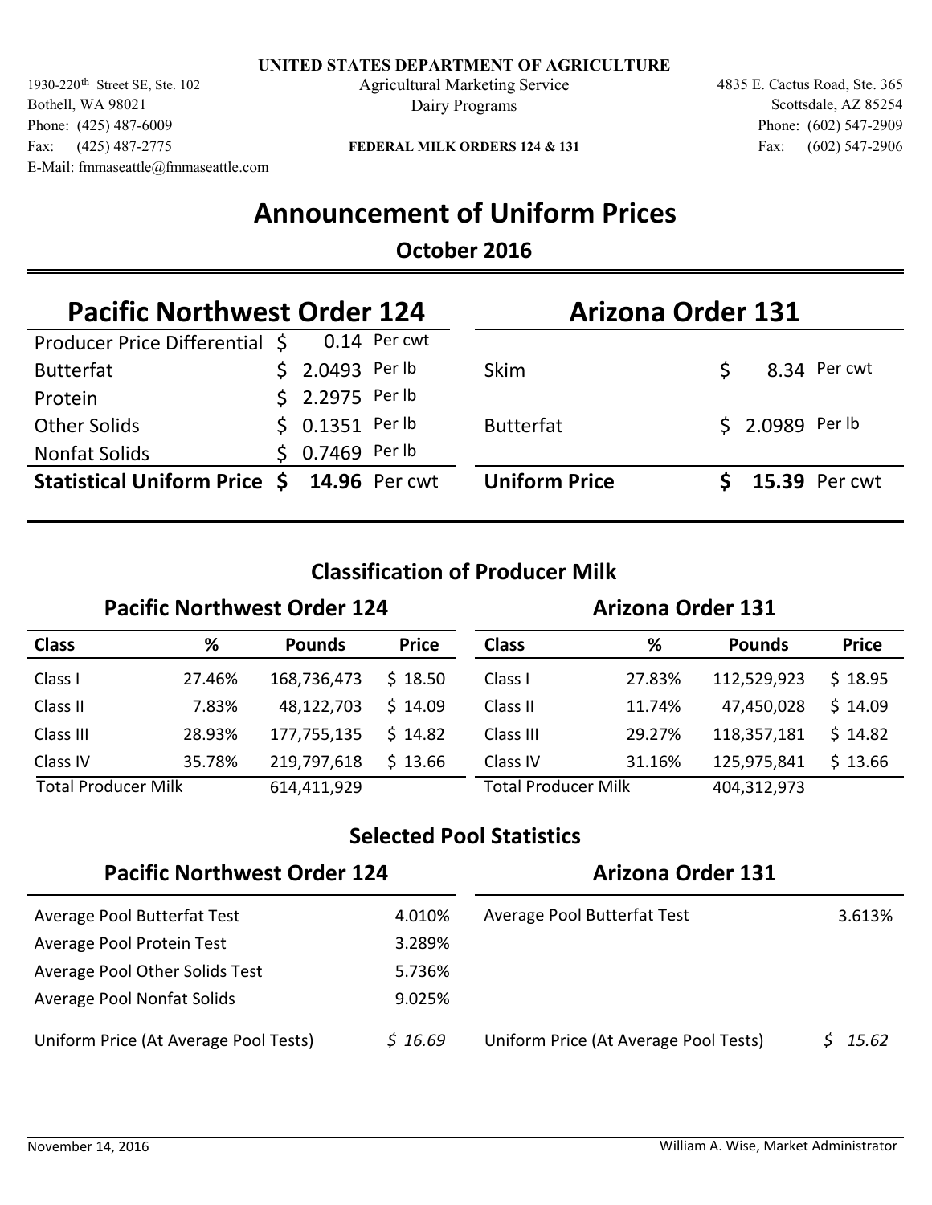UNITED STATES DEPARTMENT OF AGRICULTURE
Agricultural Marketing Service
Dairy Programs

1930-220th Street SE, Ste. 102
Bothell, WA 98021
Phone: (425) 487-6009
Fax: (425) 487-2775
E-Mail: fmmaseattle@fmmaseattle.com

FEDERAL MILK ORDERS 124 & 131

4835 E. Cactus Road, Ste. 365
Scottsdale, AZ 85254
Phone: (602) 547-2909
Fax: (602) 547-2906

# Announcement of Uniform Prices

## October 2016

### Pacific Northwest Order 124

| | | |
|---|---|---|
| Producer Price Differential | $ 0.14 | Per cwt |
| Butterfat | $ 2.0493 | Per lb |
| Protein | $ 2.2975 | Per lb |
| Other Solids | $ 0.1351 | Per lb |
| Nonfat Solids | $ 0.7469 | Per lb |
| **Statistical Uniform Price** | **$ 14.96** | Per cwt |

### Arizona Order 131

| | | |
|---|---|---|
| Skim | $ 8.34 | Per cwt |
| Butterfat | $ 2.0989 | Per lb |
| **Uniform Price** | **$ 15.39** | Per cwt |

## Classification of Producer Milk

### Pacific Northwest Order 124

| Class | % | Pounds | Price |
|---|---|---|---|
| Class I | 27.46% | 168,736,473 | $ 18.50 |
| Class II | 7.83% | 48,122,703 | $ 14.09 |
| Class III | 28.93% | 177,755,135 | $ 14.82 |
| Class IV | 35.78% | 219,797,618 | $ 13.66 |
| Total Producer Milk | | 614,411,929 | |

### Arizona Order 131

| Class | % | Pounds | Price |
|---|---|---|---|
| Class I | 27.83% | 112,529,923 | $ 18.95 |
| Class II | 11.74% | 47,450,028 | $ 14.09 |
| Class III | 29.27% | 118,357,181 | $ 14.82 |
| Class IV | 31.16% | 125,975,841 | $ 13.66 |
| Total Producer Milk | | 404,312,973 | |

## Selected Pool Statistics

### Pacific Northwest Order 124

| | |
|---|---|
| Average Pool Butterfat Test | 4.010% |
| Average Pool Protein Test | 3.289% |
| Average Pool Other Solids Test | 5.736% |
| Average Pool Nonfat Solids | 9.025% |
| Uniform Price (At Average Pool Tests) | *$ 16.69* |

### Arizona Order 131

| | |
|---|---|
| Average Pool Butterfat Test | 3.613% |
| Uniform Price (At Average Pool Tests) | *$ 15.62* |

November 14, 2016 — William A. Wise, Market Administrator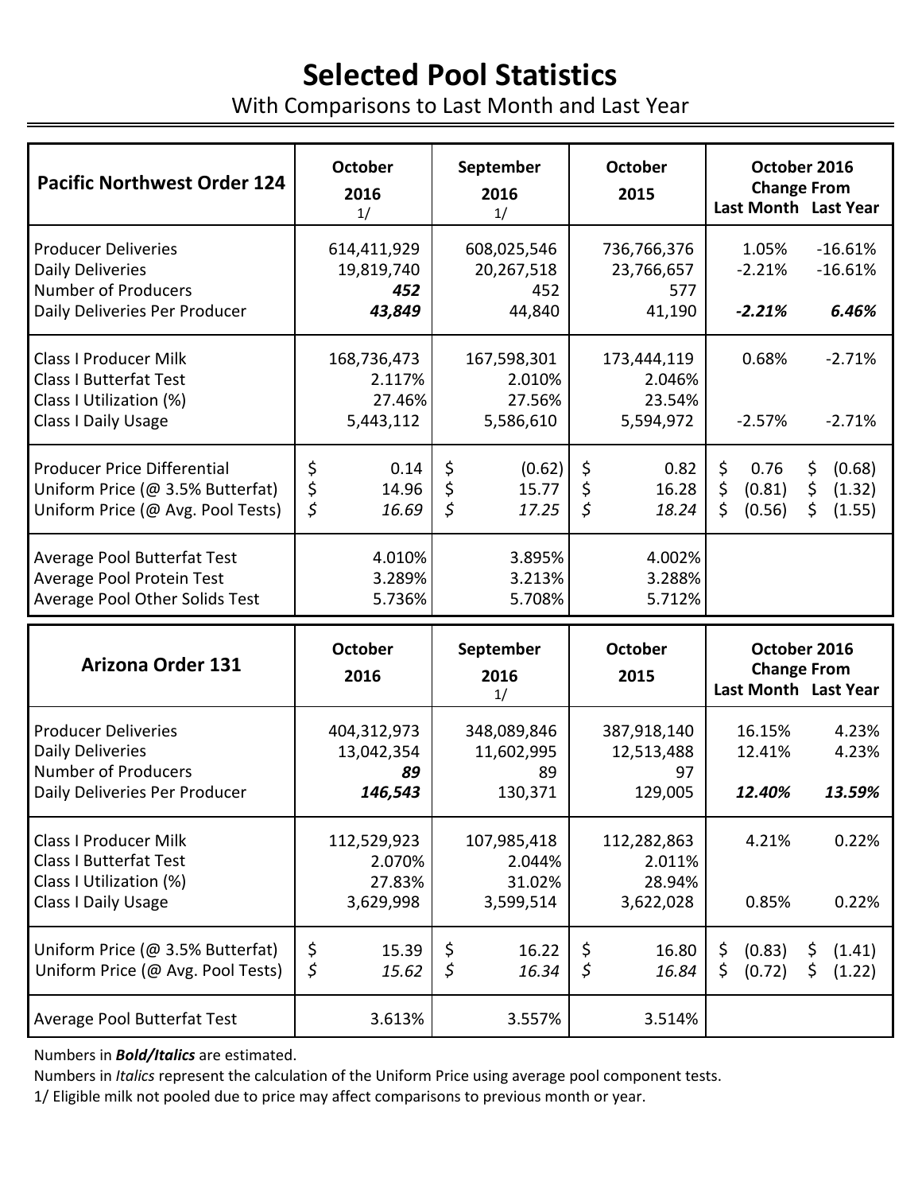# Selected Pool Statistics

With Comparisons to Last Month and Last Year

| Pacific Northwest Order 124 | October 2016 1/ | September 2016 1/ | October 2015 | October 2016 Change From Last Month | October 2016 Change From Last Year |
|---|---|---|---|---|---|
| Producer Deliveries | 614,411,929 | 608,025,546 | 736,766,376 | 1.05% | -16.61% |
| Daily Deliveries | 19,819,740 | 20,267,518 | 23,766,657 | -2.21% | -16.61% |
| Number of Producers | ***452*** | 452 | 577 | | |
| Daily Deliveries Per Producer | ***43,849*** | 44,840 | 41,190 | ***-2.21%*** | ***6.46%*** |
| Class I Producer Milk | 168,736,473 | 167,598,301 | 173,444,119 | 0.68% | -2.71% |
| Class I Butterfat Test | 2.117% | 2.010% | 2.046% | | |
| Class I Utilization (%) | 27.46% | 27.56% | 23.54% | | |
| Class I Daily Usage | 5,443,112 | 5,586,610 | 5,594,972 | -2.57% | -2.71% |
| Producer Price Differential | $ 0.14 | $ (0.62) | $ 0.82 | $ 0.76 | $ (0.68) |
| Uniform Price (@ 3.5% Butterfat) | $ 14.96 | $ 15.77 | $ 16.28 | $ (0.81) | $ (1.32) |
| Uniform Price (@ Avg. Pool Tests) | *$ 16.69* | *$ 17.25* | *$ 18.24* | $ (0.56) | $ (1.55) |
| Average Pool Butterfat Test | 4.010% | 3.895% | 4.002% | | |
| Average Pool Protein Test | 3.289% | 3.213% | 3.288% | | |
| Average Pool Other Solids Test | 5.736% | 5.708% | 5.712% | | |

| Arizona Order 131 | October 2016 | September 2016 1/ | October 2015 | October 2016 Change From Last Month | October 2016 Change From Last Year |
|---|---|---|---|---|---|
| Producer Deliveries | 404,312,973 | 348,089,846 | 387,918,140 | 16.15% | 4.23% |
| Daily Deliveries | 13,042,354 | 11,602,995 | 12,513,488 | 12.41% | 4.23% |
| Number of Producers | ***89*** | 89 | 97 | | |
| Daily Deliveries Per Producer | ***146,543*** | 130,371 | 129,005 | ***12.40%*** | ***13.59%*** |
| Class I Producer Milk | 112,529,923 | 107,985,418 | 112,282,863 | 4.21% | 0.22% |
| Class I Butterfat Test | 2.070% | 2.044% | 2.011% | | |
| Class I Utilization (%) | 27.83% | 31.02% | 28.94% | | |
| Class I Daily Usage | 3,629,998 | 3,599,514 | 3,622,028 | 0.85% | 0.22% |
| Uniform Price (@ 3.5% Butterfat) | $ 15.39 | $ 16.22 | $ 16.80 | $ (0.83) | $ (1.41) |
| Uniform Price (@ Avg. Pool Tests) | *$ 15.62* | *$ 16.34* | *$ 16.84* | $ (0.72) | $ (1.22) |
| Average Pool Butterfat Test | 3.613% | 3.557% | 3.514% | | |

Numbers in ***Bold/Italics*** are estimated.

Numbers in *Italics* represent the calculation of the Uniform Price using average pool component tests.

1/ Eligible milk not pooled due to price may affect comparisons to previous month or year.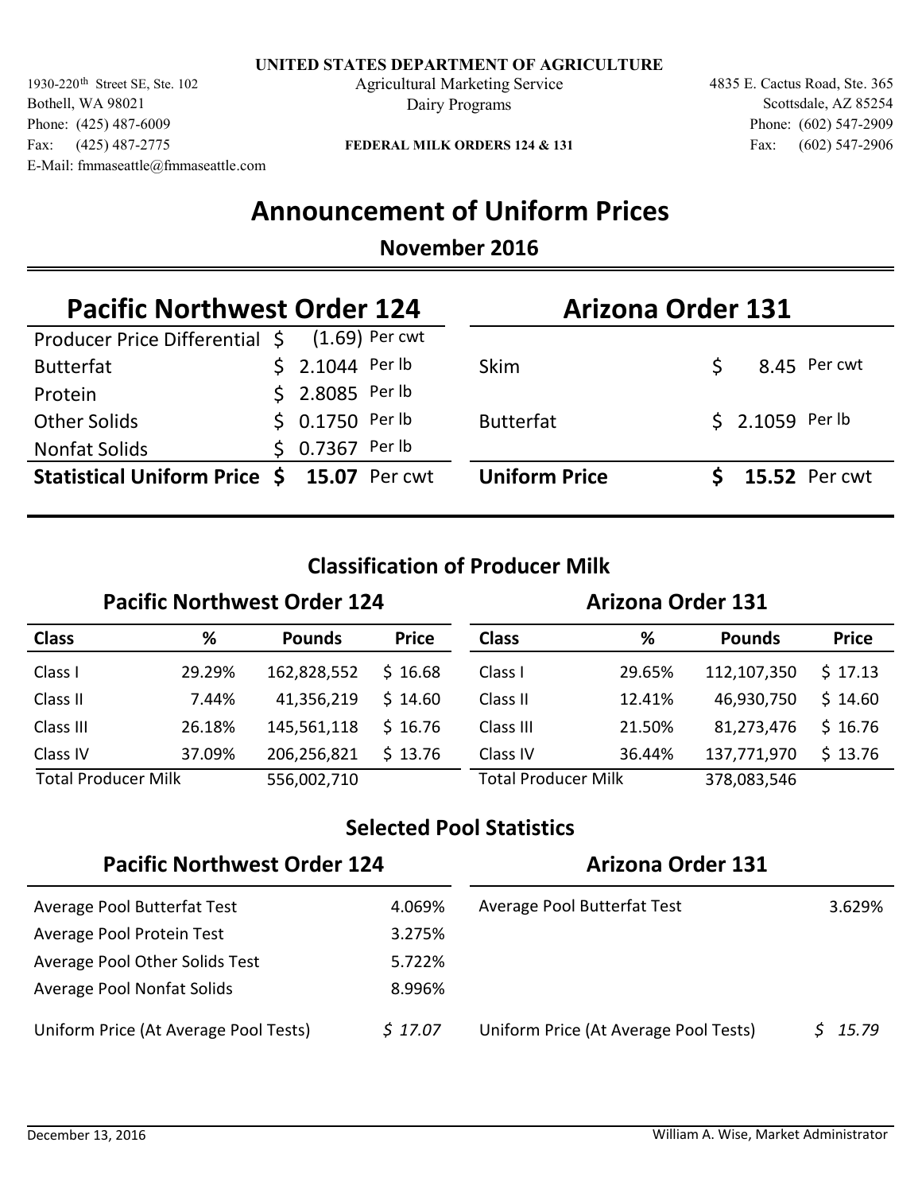**UNITED STATES DEPARTMENT OF AGRICULTURE**

Agricultural Marketing Service
Dairy Programs

**FEDERAL MILK ORDERS 124 & 131**

1930-220th Street SE, Ste. 102
Bothell, WA 98021
Phone: (425) 487-6009
Fax: (425) 487-2775
E-Mail: fmmaseattle@fmmaseattle.com

4835 E. Cactus Road, Ste. 365
Scottsdale, AZ 85254
Phone: (602) 547-2909
Fax: (602) 547-2906

# Announcement of Uniform Prices

## November 2016

### Pacific Northwest Order 124

| | | |
|---|---|---|
| Producer Price Differential | $ (1.69) | Per cwt |
| Butterfat | $ 2.1044 | Per lb |
| Protein | $ 2.8085 | Per lb |
| Other Solids | $ 0.1750 | Per lb |
| Nonfat Solids | $ 0.7367 | Per lb |
| **Statistical Uniform Price** | **$ 15.07** | Per cwt |

### Arizona Order 131

| | | |
|---|---|---|
| Skim | $ 8.45 | Per cwt |
| Butterfat | $ 2.1059 | Per lb |
| **Uniform Price** | **$ 15.52** | Per cwt |

## Classification of Producer Milk

### Pacific Northwest Order 124

| Class | % | Pounds | Price |
|---|---|---|---|
| Class I | 29.29% | 162,828,552 | $ 16.68 |
| Class II | 7.44% | 41,356,219 | $ 14.60 |
| Class III | 26.18% | 145,561,118 | $ 16.76 |
| Class IV | 37.09% | 206,256,821 | $ 13.76 |
| Total Producer Milk | | 556,002,710 | |

### Arizona Order 131

| Class | % | Pounds | Price |
|---|---|---|---|
| Class I | 29.65% | 112,107,350 | $ 17.13 |
| Class II | 12.41% | 46,930,750 | $ 14.60 |
| Class III | 21.50% | 81,273,476 | $ 16.76 |
| Class IV | 36.44% | 137,771,970 | $ 13.76 |
| Total Producer Milk | | 378,083,546 | |

## Selected Pool Statistics

### Pacific Northwest Order 124

| | |
|---|---|
| Average Pool Butterfat Test | 4.069% |
| Average Pool Protein Test | 3.275% |
| Average Pool Other Solids Test | 5.722% |
| Average Pool Nonfat Solids | 8.996% |
| Uniform Price (At Average Pool Tests) | *$ 17.07* |

### Arizona Order 131

| | |
|---|---|
| Average Pool Butterfat Test | 3.629% |
| Uniform Price (At Average Pool Tests) | *$ 15.79* |

December 13, 2016

William A. Wise, Market Administrator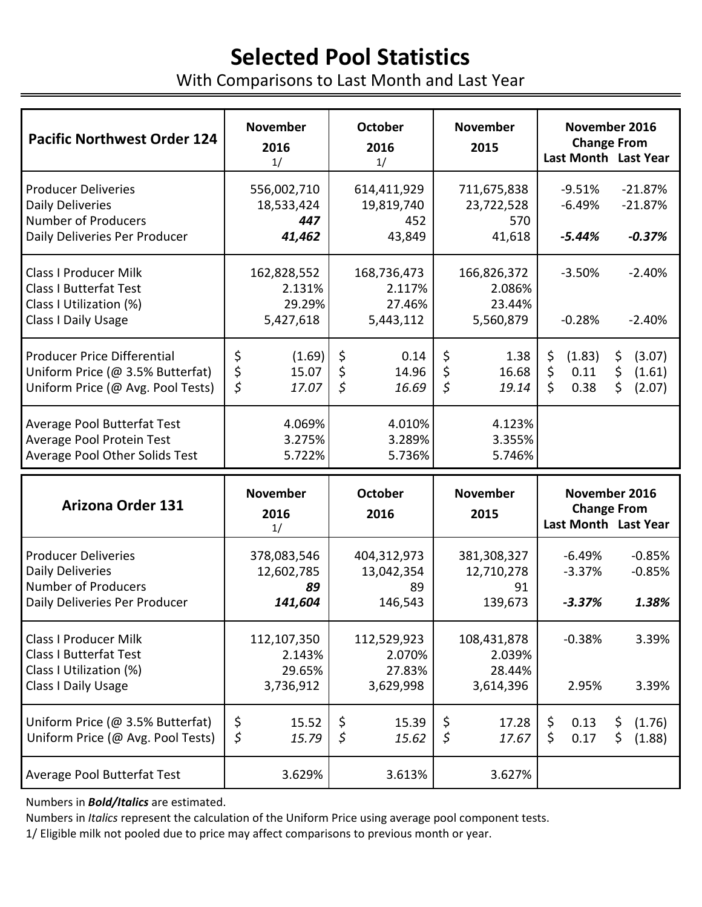# Selected Pool Statistics

With Comparisons to Last Month and Last Year

| Pacific Northwest Order 124 | November 2016 1/ | October 2016 1/ | November 2015 | November 2016 Change From Last Month | Last Year |
|---|---|---|---|---|---|
| Producer Deliveries | 556,002,710 | 614,411,929 | 711,675,838 | -9.51% | -21.87% |
| Daily Deliveries | 18,533,424 | 19,819,740 | 23,722,528 | -6.49% | -21.87% |
| Number of Producers | ***447*** | 452 | 570 | | |
| Daily Deliveries Per Producer | ***41,462*** | 43,849 | 41,618 | ***-5.44%*** | ***-0.37%*** |
| Class I Producer Milk | 162,828,552 | 168,736,473 | 166,826,372 | -3.50% | -2.40% |
| Class I Butterfat Test | 2.131% | 2.117% | 2.086% | | |
| Class I Utilization (%) | 29.29% | 27.46% | 23.44% | | |
| Class I Daily Usage | 5,427,618 | 5,443,112 | 5,560,879 | -0.28% | -2.40% |
| Producer Price Differential | $ (1.69) | $ 0.14 | $ 1.38 | $ (1.83) | $ (3.07) |
| Uniform Price (@ 3.5% Butterfat) | $ 15.07 | $ 14.96 | $ 16.68 | $ 0.11 | $ (1.61) |
| Uniform Price (@ Avg. Pool Tests) | *$ 17.07* | *$ 16.69* | *$ 19.14* | $ 0.38 | $ (2.07) |
| Average Pool Butterfat Test | 4.069% | 4.010% | 4.123% | | |
| Average Pool Protein Test | 3.275% | 3.289% | 3.355% | | |
| Average Pool Other Solids Test | 5.722% | 5.736% | 5.746% | | |

| Arizona Order 131 | November 2016 1/ | October 2016 | November 2015 | November 2016 Change From Last Month | Last Year |
|---|---|---|---|---|---|
| Producer Deliveries | 378,083,546 | 404,312,973 | 381,308,327 | -6.49% | -0.85% |
| Daily Deliveries | 12,602,785 | 13,042,354 | 12,710,278 | -3.37% | -0.85% |
| Number of Producers | ***89*** | 89 | 91 | | |
| Daily Deliveries Per Producer | ***141,604*** | 146,543 | 139,673 | ***-3.37%*** | ***1.38%*** |
| Class I Producer Milk | 112,107,350 | 112,529,923 | 108,431,878 | -0.38% | 3.39% |
| Class I Butterfat Test | 2.143% | 2.070% | 2.039% | | |
| Class I Utilization (%) | 29.65% | 27.83% | 28.44% | | |
| Class I Daily Usage | 3,736,912 | 3,629,998 | 3,614,396 | 2.95% | 3.39% |
| Uniform Price (@ 3.5% Butterfat) | $ 15.52 | $ 15.39 | $ 17.28 | $ 0.13 | $ (1.76) |
| Uniform Price (@ Avg. Pool Tests) | *$ 15.79* | *$ 15.62* | *$ 17.67* | $ 0.17 | $ (1.88) |
| Average Pool Butterfat Test | 3.629% | 3.613% | 3.627% | | |

Numbers in ***Bold/Italics*** are estimated.

Numbers in *Italics* represent the calculation of the Uniform Price using average pool component tests.

1/ Eligible milk not pooled due to price may affect comparisons to previous month or year.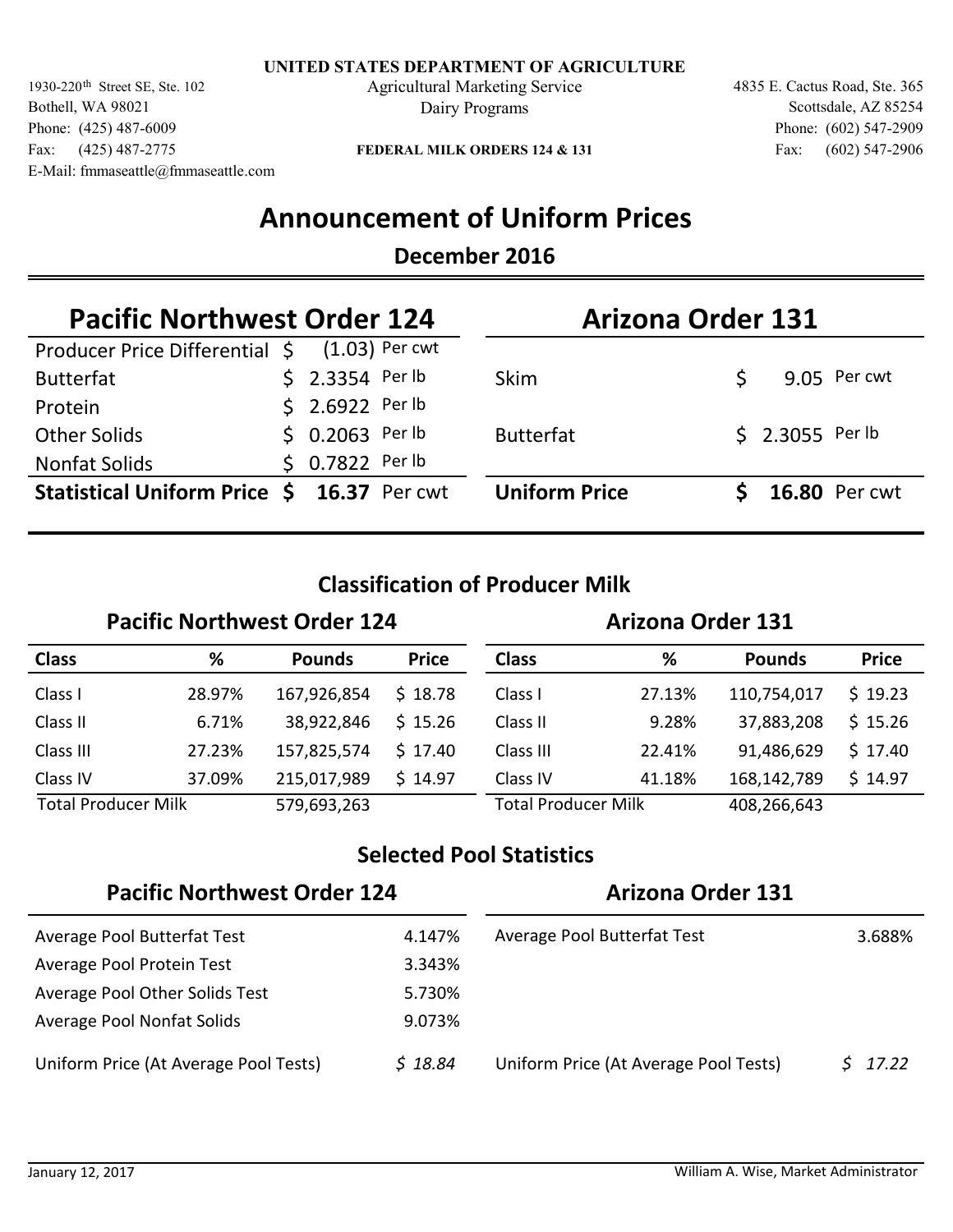**UNITED STATES DEPARTMENT OF AGRICULTURE**
Agricultural Marketing Service
Dairy Programs

1930-220th Street SE, Ste. 102
Bothell, WA 98021
Phone: (425) 487-6009
Fax: (425) 487-2775
E-Mail: fmmaseattle@fmmaseattle.com

**FEDERAL MILK ORDERS 124 & 131**

4835 E. Cactus Road, Ste. 365
Scottsdale, AZ 85254
Phone: (602) 547-2909
Fax: (602) 547-2906

# Announcement of Uniform Prices

## December 2016

### Pacific Northwest Order 124

| | | |
|---|---|---|
| Producer Price Differential | $ (1.03) | Per cwt |
| Butterfat | $ 2.3354 | Per lb |
| Protein | $ 2.6922 | Per lb |
| Other Solids | $ 0.2063 | Per lb |
| Nonfat Solids | $ 0.7822 | Per lb |
| **Statistical Uniform Price** | **$ 16.37** | Per cwt |

### Arizona Order 131

| | | |
|---|---|---|
| Skim | $ 9.05 | Per cwt |
| Butterfat | $ 2.3055 | Per lb |
| **Uniform Price** | **$ 16.80** | Per cwt |

## Classification of Producer Milk

### Pacific Northwest Order 124

| Class | % | Pounds | Price |
|---|---|---|---|
| Class I | 28.97% | 167,926,854 | $ 18.78 |
| Class II | 6.71% | 38,922,846 | $ 15.26 |
| Class III | 27.23% | 157,825,574 | $ 17.40 |
| Class IV | 37.09% | 215,017,989 | $ 14.97 |
| Total Producer Milk | | 579,693,263 | |

### Arizona Order 131

| Class | % | Pounds | Price |
|---|---|---|---|
| Class I | 27.13% | 110,754,017 | $ 19.23 |
| Class II | 9.28% | 37,883,208 | $ 15.26 |
| Class III | 22.41% | 91,486,629 | $ 17.40 |
| Class IV | 41.18% | 168,142,789 | $ 14.97 |
| Total Producer Milk | | 408,266,643 | |

## Selected Pool Statistics

### Pacific Northwest Order 124

| | |
|---|---|
| Average Pool Butterfat Test | 4.147% |
| Average Pool Protein Test | 3.343% |
| Average Pool Other Solids Test | 5.730% |
| Average Pool Nonfat Solids | 9.073% |
| Uniform Price (At Average Pool Tests) | *$ 18.84* |

### Arizona Order 131

| | |
|---|---|
| Average Pool Butterfat Test | 3.688% |
| Uniform Price (At Average Pool Tests) | *$ 17.22* |

January 12, 2017 — William A. Wise, Market Administrator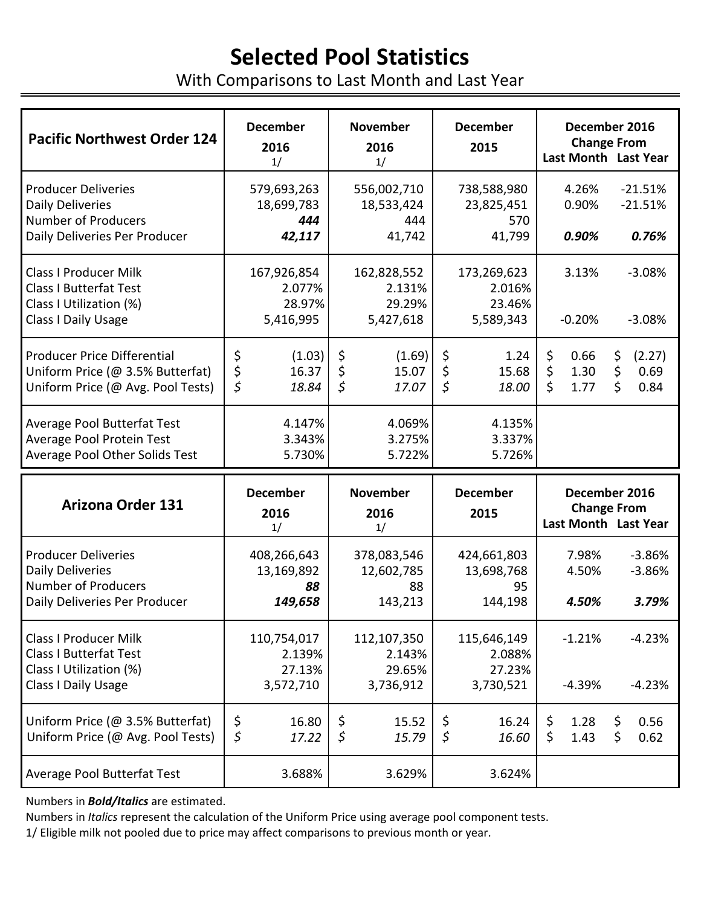# Selected Pool Statistics

With Comparisons to Last Month and Last Year

| Pacific Northwest Order 124 | December 2016 1/ | November 2016 1/ | December 2015 | December 2016 Change From Last Month | December 2016 Change From Last Year |
|---|---|---|---|---|---|
| Producer Deliveries | 579,693,263 | 556,002,710 | 738,588,980 | 4.26% | -21.51% |
| Daily Deliveries | 18,699,783 | 18,533,424 | 23,825,451 | 0.90% | -21.51% |
| Number of Producers | ***444*** | 444 | 570 | | |
| Daily Deliveries Per Producer | ***42,117*** | 41,742 | 41,799 | ***0.90%*** | ***0.76%*** |
| Class I Producer Milk | 167,926,854 | 162,828,552 | 173,269,623 | 3.13% | -3.08% |
| Class I Butterfat Test | 2.077% | 2.131% | 2.016% | | |
| Class I Utilization (%) | 28.97% | 29.29% | 23.46% | | |
| Class I Daily Usage | 5,416,995 | 5,427,618 | 5,589,343 | -0.20% | -3.08% |
| Producer Price Differential | $ (1.03) | $ (1.69) | $ 1.24 | $ 0.66 | $ (2.27) |
| Uniform Price (@ 3.5% Butterfat) | $ 16.37 | $ 15.07 | $ 15.68 | $ 1.30 | $ 0.69 |
| Uniform Price (@ Avg. Pool Tests) | *$ 18.84* | *$ 17.07* | *$ 18.00* | $ 1.77 | $ 0.84 |
| Average Pool Butterfat Test | 4.147% | 4.069% | 4.135% | | |
| Average Pool Protein Test | 3.343% | 3.275% | 3.337% | | |
| Average Pool Other Solids Test | 5.730% | 5.722% | 5.726% | | |

| Arizona Order 131 | December 2016 1/ | November 2016 1/ | December 2015 | December 2016 Change From Last Month | December 2016 Change From Last Year |
|---|---|---|---|---|---|
| Producer Deliveries | 408,266,643 | 378,083,546 | 424,661,803 | 7.98% | -3.86% |
| Daily Deliveries | 13,169,892 | 12,602,785 | 13,698,768 | 4.50% | -3.86% |
| Number of Producers | ***88*** | 88 | 95 | | |
| Daily Deliveries Per Producer | ***149,658*** | 143,213 | 144,198 | ***4.50%*** | ***3.79%*** |
| Class I Producer Milk | 110,754,017 | 112,107,350 | 115,646,149 | -1.21% | -4.23% |
| Class I Butterfat Test | 2.139% | 2.143% | 2.088% | | |
| Class I Utilization (%) | 27.13% | 29.65% | 27.23% | | |
| Class I Daily Usage | 3,572,710 | 3,736,912 | 3,730,521 | -4.39% | -4.23% |
| Uniform Price (@ 3.5% Butterfat) | $ 16.80 | $ 15.52 | $ 16.24 | $ 1.28 | $ 0.56 |
| Uniform Price (@ Avg. Pool Tests) | *$ 17.22* | *$ 15.79* | *$ 16.60* | $ 1.43 | $ 0.62 |
| Average Pool Butterfat Test | 3.688% | 3.629% | 3.624% | | |

Numbers in ***Bold/Italics*** are estimated.

Numbers in *Italics* represent the calculation of the Uniform Price using average pool component tests.

1/ Eligible milk not pooled due to price may affect comparisons to previous month or year.